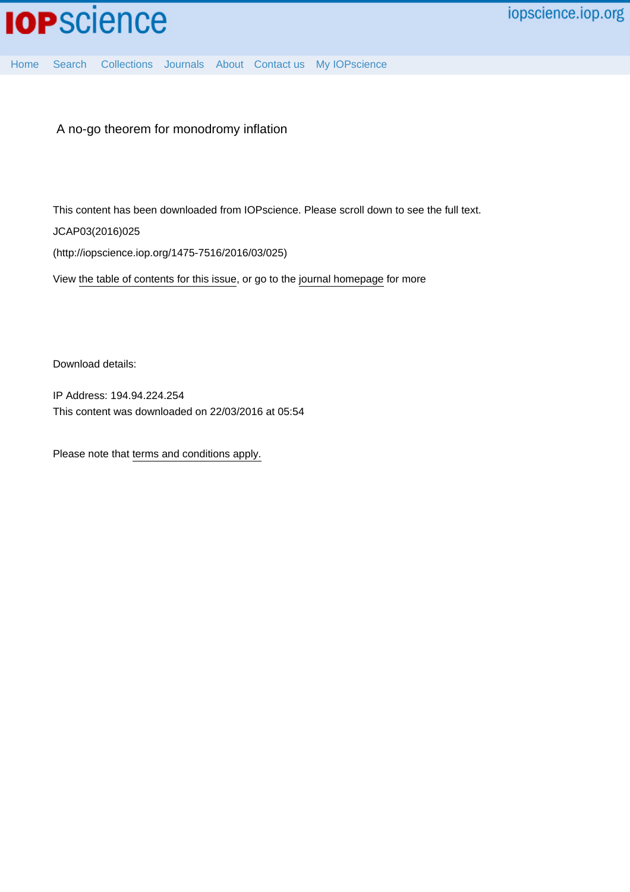A no-go theorem for monodromy inflation

This content has been downloaded from IOPscience. Please scroll down to see the full text.

JCAP03(2016)025

(http://iopscience.iop.org/1475-7516/2016/03/025)

View the table of contents for this issue, or go to the journal homepage for more

Download details:

IP Address: 194.94.224.254

This content was downloaded on 22/03/2016 at 05:54

Please note that terms and conditions apply.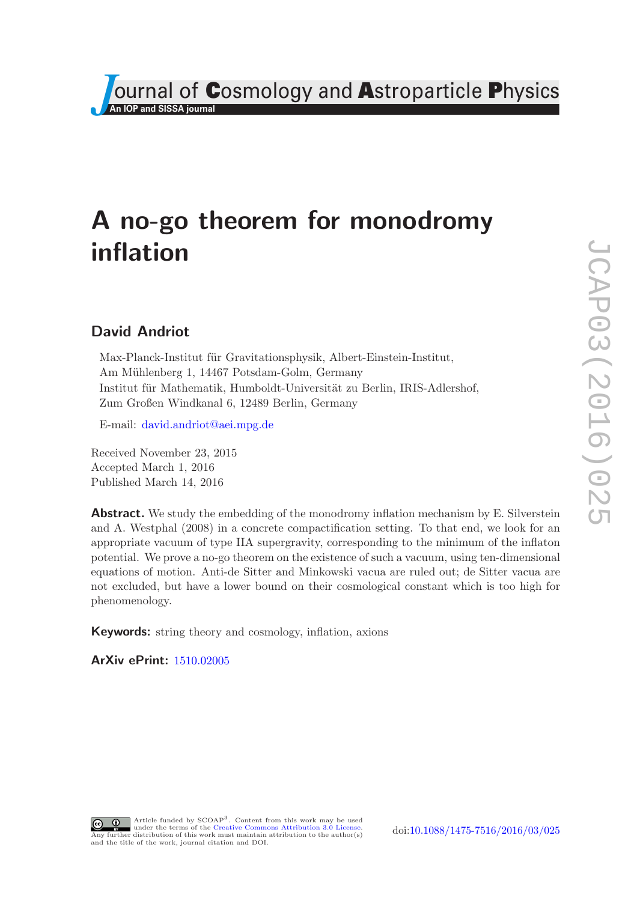# A no-go theorem for monodromy inflation

## David Andriot

Max-Planck-Institut für Gravitationsphysik, Albert-Einstein-Institut,
Am Mühlenberg 1, 14467 Potsdam-Golm, Germany
Institut für Mathematik, Humboldt-Universität zu Berlin, IRIS-Adlershof,
Zum Großen Windkanal 6, 12489 Berlin, Germany

E-mail: david.andriot@aei.mpg.de

Received November 23, 2015
Accepted March 1, 2016
Published March 14, 2016

**Abstract.** We study the embedding of the monodromy inflation mechanism by E. Silverstein and A. Westphal (2008) in a concrete compactification setting. To that end, we look for an appropriate vacuum of type IIA supergravity, corresponding to the minimum of the inflaton potential. We prove a no-go theorem on the existence of such a vacuum, using ten-dimensional equations of motion. Anti-de Sitter and Minkowski vacua are ruled out; de Sitter vacua are not excluded, but have a lower bound on their cosmological constant which is too high for phenomenology.

**Keywords:** string theory and cosmology, inflation, axions

**ArXiv ePrint:** 1510.02005

Article funded by SCOAP[3]. Content from this work may be used under the terms of the Creative Commons Attribution 3.0 License. Any further distribution of this work must maintain attribution to the author(s) and the title of the work, journal citation and DOI.

doi:10.1088/1475-7516/2016/03/025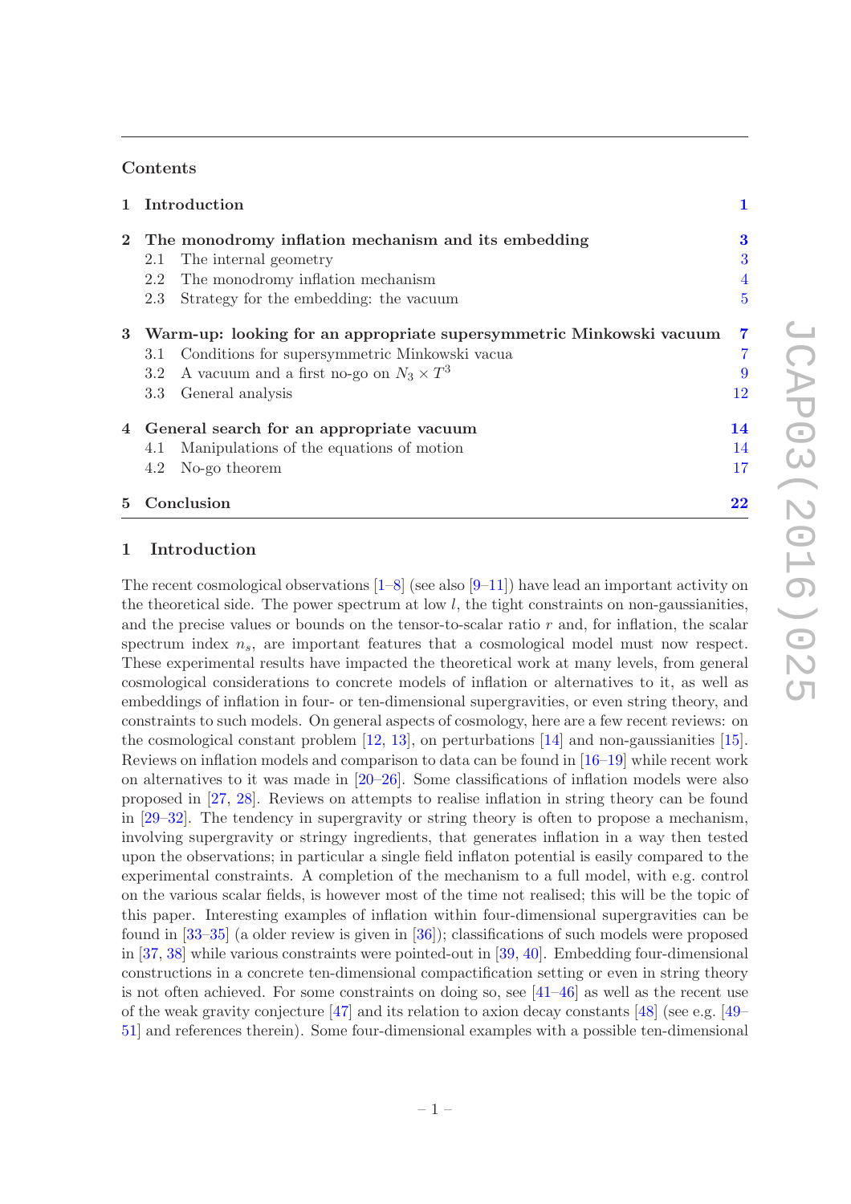## Contents

| | | |
|---|---|---|
| **1** | **Introduction** | **1** |
| **2** | **The monodromy inflation mechanism and its embedding** | **3** |
| | 2.1 The internal geometry | 3 |
| | 2.2 The monodromy inflation mechanism | 4 |
| | 2.3 Strategy for the embedding: the vacuum | 5 |
| **3** | **Warm-up: looking for an appropriate supersymmetric Minkowski vacuum** | **7** |
| | 3.1 Conditions for supersymmetric Minkowski vacua | 7 |
| | 3.2 A vacuum and a first no-go on $N_3 \times T^3$ | 9 |
| | 3.3 General analysis | 12 |
| **4** | **General search for an appropriate vacuum** | **14** |
| | 4.1 Manipulations of the equations of motion | 14 |
| | 4.2 No-go theorem | 17 |
| **5** | **Conclusion** | **22** |

# 1 Introduction

The recent cosmological observations [1–8] (see also [9–11]) have lead an important activity on the theoretical side. The power spectrum at low $l$, the tight constraints on non-gaussianities, and the precise values or bounds on the tensor-to-scalar ratio $r$ and, for inflation, the scalar spectrum index $n_s$, are important features that a cosmological model must now respect. These experimental results have impacted the theoretical work at many levels, from general cosmological considerations to concrete models of inflation or alternatives to it, as well as embeddings of inflation in four- or ten-dimensional supergravities, or even string theory, and constraints to such models. On general aspects of cosmology, here are a few recent reviews: on the cosmological constant problem [12, 13], on perturbations [14] and non-gaussianities [15]. Reviews on inflation models and comparison to data can be found in [16–19] while recent work on alternatives to it was made in [20–26]. Some classifications of inflation models were also proposed in [27, 28]. Reviews on attempts to realise inflation in string theory can be found in [29–32]. The tendency in supergravity or string theory is often to propose a mechanism, involving supergravity or stringy ingredients, that generates inflation in a way then tested upon the observations; in particular a single field inflaton potential is easily compared to the experimental constraints. A completion of the mechanism to a full model, with e.g. control on the various scalar fields, is however most of the time not realised; this will be the topic of this paper. Interesting examples of inflation within four-dimensional supergravities can be found in [33–35] (a older review is given in [36]); classifications of such models were proposed in [37, 38] while various constraints were pointed-out in [39, 40]. Embedding four-dimensional constructions in a concrete ten-dimensional compactification setting or even in string theory is not often achieved. For some constraints on doing so, see [41–46] as well as the recent use of the weak gravity conjecture [47] and its relation to axion decay constants [48] (see e.g. [49–51] and references therein). Some four-dimensional examples with a possible ten-dimensional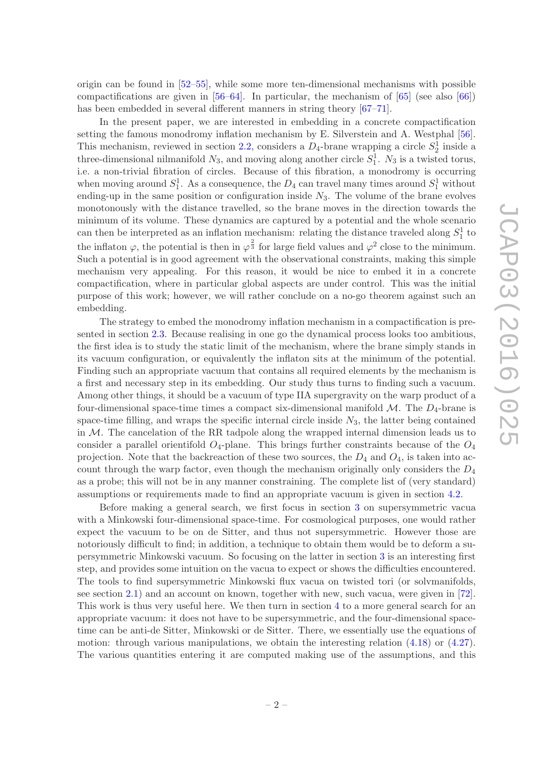origin can be found in [52–55], while some more ten-dimensional mechanisms with possible compactifications are given in [56–64]. In particular, the mechanism of [65] (see also [66]) has been embedded in several different manners in string theory [67–71].

In the present paper, we are interested in embedding in a concrete compactification setting the famous monodromy inflation mechanism by E. Silverstein and A. Westphal [56]. This mechanism, reviewed in section 2.2, considers a $D_4$-brane wrapping a circle $S^1_2$ inside a three-dimensional nilmanifold $N_3$, and moving along another circle $S^1_1$. $N_3$ is a twisted torus, i.e. a non-trivial fibration of circles. Because of this fibration, a monodromy is occurring when moving around $S^1_1$. As a consequence, the $D_4$ can travel many times around $S^1_1$ without ending-up in the same position or configuration inside $N_3$. The volume of the brane evolves monotonously with the distance travelled, so the brane moves in the direction towards the minimum of its volume. These dynamics are captured by a potential and the whole scenario can then be interpreted as an inflation mechanism: relating the distance traveled along $S^1_1$ to the inflaton $\varphi$, the potential is then in $\varphi^{\frac{2}{3}}$ for large field values and $\varphi^2$ close to the minimum. Such a potential is in good agreement with the observational constraints, making this simple mechanism very appealing. For this reason, it would be nice to embed it in a concrete compactification, where in particular global aspects are under control. This was the initial purpose of this work; however, we will rather conclude on a no-go theorem against such an embedding.

The strategy to embed the monodromy inflation mechanism in a compactification is presented in section 2.3. Because realising in one go the dynamical process looks too ambitious, the first idea is to study the static limit of the mechanism, where the brane simply stands in its vacuum configuration, or equivalently the inflaton sits at the minimum of the potential. Finding such an appropriate vacuum that contains all required elements by the mechanism is a first and necessary step in its embedding. Our study thus turns to finding such a vacuum. Among other things, it should be a vacuum of type IIA supergravity on the warp product of a four-dimensional space-time times a compact six-dimensional manifold $\mathcal{M}$. The $D_4$-brane is space-time filling, and wraps the specific internal circle inside $N_3$, the latter being contained in $\mathcal{M}$. The cancelation of the RR tadpole along the wrapped internal dimension leads us to consider a parallel orientifold $O_4$-plane. This brings further constraints because of the $O_4$ projection. Note that the backreaction of these two sources, the $D_4$ and $O_4$, is taken into account through the warp factor, even though the mechanism originally only considers the $D_4$ as a probe; this will not be in any manner constraining. The complete list of (very standard) assumptions or requirements made to find an appropriate vacuum is given in section 4.2.

Before making a general search, we first focus in section 3 on supersymmetric vacua with a Minkowski four-dimensional space-time. For cosmological purposes, one would rather expect the vacuum to be on de Sitter, and thus not supersymmetric. However those are notoriously difficult to find; in addition, a technique to obtain them would be to deform a supersymmetric Minkowski vacuum. So focusing on the latter in section 3 is an interesting first step, and provides some intuition on the vacua to expect or shows the difficulties encountered. The tools to find supersymmetric Minkowski flux vacua on twisted tori (or solvmanifolds, see section 2.1) and an account on known, together with new, such vacua, were given in [72]. This work is thus very useful here. We then turn in section 4 to a more general search for an appropriate vacuum: it does not have to be supersymmetric, and the four-dimensional space-time can be anti-de Sitter, Minkowski or de Sitter. There, we essentially use the equations of motion: through various manipulations, we obtain the interesting relation (4.18) or (4.27). The various quantities entering it are computed making use of the assumptions, and this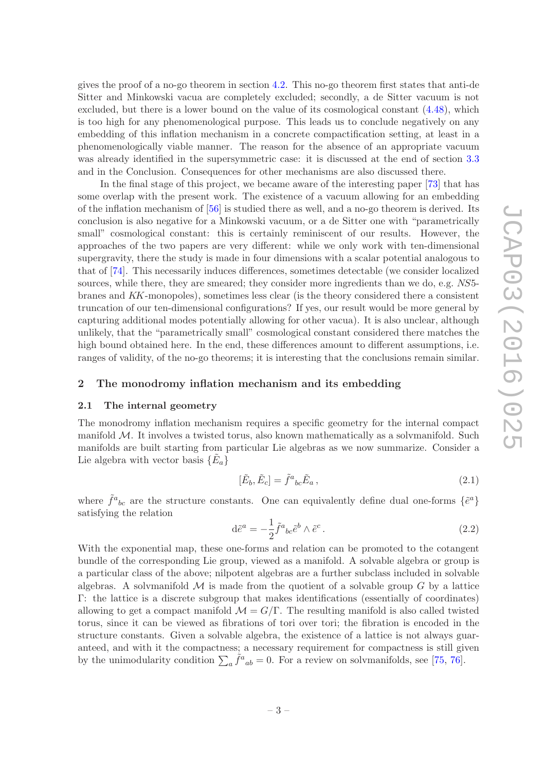gives the proof of a no-go theorem in section 4.2. This no-go theorem first states that anti-de Sitter and Minkowski vacua are completely excluded; secondly, a de Sitter vacuum is not excluded, but there is a lower bound on the value of its cosmological constant (4.48), which is too high for any phenomenological purpose. This leads us to conclude negatively on any embedding of this inflation mechanism in a concrete compactification setting, at least in a phenomenologically viable manner. The reason for the absence of an appropriate vacuum was already identified in the supersymmetric case: it is discussed at the end of section 3.3 and in the Conclusion. Consequences for other mechanisms are also discussed there.

In the final stage of this project, we became aware of the interesting paper [73] that has some overlap with the present work. The existence of a vacuum allowing for an embedding of the inflation mechanism of [56] is studied there as well, and a no-go theorem is derived. Its conclusion is also negative for a Minkowski vacuum, or a de Sitter one with "parametrically small" cosmological constant: this is certainly reminiscent of our results. However, the approaches of the two papers are very different: while we only work with ten-dimensional supergravity, there the study is made in four dimensions with a scalar potential analogous to that of [74]. This necessarily induces differences, sometimes detectable (we consider localized sources, while there, they are smeared; they consider more ingredients than we do, e.g. $NS5$-branes and $KK$-monopoles), sometimes less clear (is the theory considered there a consistent truncation of our ten-dimensional configurations? If yes, our result would be more general by capturing additional modes potentially allowing for other vacua). It is also unclear, although unlikely, that the "parametrically small" cosmological constant considered there matches the high bound obtained here. In the end, these differences amount to different assumptions, i.e. ranges of validity, of the no-go theorems; it is interesting that the conclusions remain similar.

## 2 The monodromy inflation mechanism and its embedding

### 2.1 The internal geometry

The monodromy inflation mechanism requires a specific geometry for the internal compact manifold $\mathcal{M}$. It involves a twisted torus, also known mathematically as a solvmanifold. Such manifolds are built starting from particular Lie algebras as we now summarize. Consider a Lie algebra with vector basis $\{\tilde{E}_a\}$

$$[\tilde{E}_b, \tilde{E}_c] = \tilde{f}^a{}_{bc}\tilde{E}_a\,, \tag{2.1}$$

where $\tilde{f}^a{}_{bc}$ are the structure constants. One can equivalently define dual one-forms $\{\tilde{e}^a\}$ satisfying the relation

$$\mathrm{d}\tilde{e}^a = -\frac{1}{2}\tilde{f}^a{}_{bc}\tilde{e}^b \wedge \tilde{e}^c\,. \tag{2.2}$$

With the exponential map, these one-forms and relation can be promoted to the cotangent bundle of the corresponding Lie group, viewed as a manifold. A solvable algebra or group is a particular class of the above; nilpotent algebras are a further subclass included in solvable algebras. A solvmanifold $\mathcal{M}$ is made from the quotient of a solvable group $G$ by a lattice $\Gamma$: the lattice is a discrete subgroup that makes identifications (essentially of coordinates) allowing to get a compact manifold $\mathcal{M} = G/\Gamma$. The resulting manifold is also called twisted torus, since it can be viewed as fibrations of tori over tori; the fibration is encoded in the structure constants. Given a solvable algebra, the existence of a lattice is not always guaranteed, and with it the compactness; a necessary requirement for compactness is still given by the unimodularity condition $\sum_a \tilde{f}^a{}_{ab} = 0$. For a review on solvmanifolds, see [75, 76].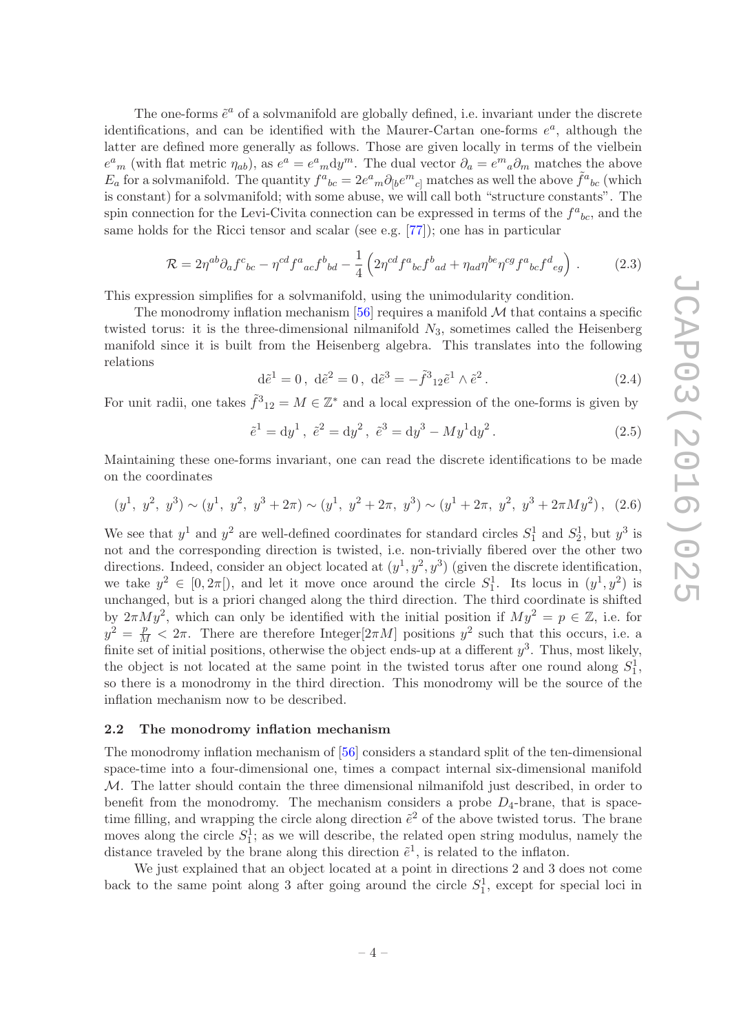The one-forms $\tilde{e}^a$ of a solvmanifold are globally defined, i.e. invariant under the discrete identifications, and can be identified with the Maurer-Cartan one-forms $e^a$, although the latter are defined more generally as follows. Those are given locally in terms of the vielbein $e^a{}_m$ (with flat metric $\eta_{ab}$), as $e^a = e^a{}_m \mathrm{d}y^m$. The dual vector $\partial_a = e^m{}_a \partial_m$ matches the above $E_a$ for a solvmanifold. The quantity $f^a{}_{bc} = 2e^a{}_m \partial_{[b} e^m{}_{c]}$ matches as well the above $\tilde{f}^a{}_{bc}$ (which is constant) for a solvmanifold; with some abuse, we will call both "structure constants". The spin connection for the Levi-Civita connection can be expressed in terms of the $f^a{}_{bc}$, and the same holds for the Ricci tensor and scalar (see e.g. [77]); one has in particular

$$\mathcal{R} = 2\eta^{ab}\partial_a f^c{}_{bc} - \eta^{cd} f^a{}_{ac} f^b{}_{bd} - \frac{1}{4}\left(2\eta^{cd} f^a{}_{bc} f^b{}_{ad} + \eta_{ad}\eta^{be}\eta^{cg} f^a{}_{bc} f^d{}_{eg}\right) . \tag{2.3}$$

This expression simplifies for a solvmanifold, using the unimodularity condition.

The monodromy inflation mechanism [56] requires a manifold $\mathcal{M}$ that contains a specific twisted torus: it is the three-dimensional nilmanifold $N_3$, sometimes called the Heisenberg manifold since it is built from the Heisenberg algebra. This translates into the following relations

$$\mathrm{d}\tilde{e}^1 = 0\,,\ \mathrm{d}\tilde{e}^2 = 0\,,\ \mathrm{d}\tilde{e}^3 = -\tilde{f}^3{}_{12}\tilde{e}^1 \wedge \tilde{e}^2\,. \tag{2.4}$$

For unit radii, one takes $\tilde{f}^3{}_{12} = M \in \mathbb{Z}^*$ and a local expression of the one-forms is given by

$$\tilde{e}^1 = \mathrm{d}y^1\,,\ \tilde{e}^2 = \mathrm{d}y^2\,,\ \tilde{e}^3 = \mathrm{d}y^3 - My^1\mathrm{d}y^2\,. \tag{2.5}$$

Maintaining these one-forms invariant, one can read the discrete identifications to be made on the coordinates

$$(y^1,\ y^2,\ y^3) \sim (y^1,\ y^2,\ y^3 + 2\pi) \sim (y^1,\ y^2 + 2\pi,\ y^3) \sim (y^1 + 2\pi,\ y^2,\ y^3 + 2\pi M y^2)\,, \tag{2.6}$$

We see that $y^1$ and $y^2$ are well-defined coordinates for standard circles $S^1_1$ and $S^1_2$, but $y^3$ is not and the corresponding direction is twisted, i.e. non-trivially fibered over the other two directions. Indeed, consider an object located at $(y^1, y^2, y^3)$ (given the discrete identification, we take $y^2 \in [0, 2\pi[$), and let it move once around the circle $S^1_1$. Its locus in $(y^1, y^2)$ is unchanged, but is a priori changed along the third direction. The third coordinate is shifted by $2\pi M y^2$, which can only be identified with the initial position if $My^2 = p \in \mathbb{Z}$, i.e. for $y^2 = \frac{p}{M} < 2\pi$. There are therefore Integer$[2\pi M]$ positions $y^2$ such that this occurs, i.e. a finite set of initial positions, otherwise the object ends-up at a different $y^3$. Thus, most likely, the object is not located at the same point in the twisted torus after one round along $S^1_1$, so there is a monodromy in the third direction. This monodromy will be the source of the inflation mechanism now to be described.

### 2.2 The monodromy inflation mechanism

The monodromy inflation mechanism of [56] considers a standard split of the ten-dimensional space-time into a four-dimensional one, times a compact internal six-dimensional manifold $\mathcal{M}$. The latter should contain the three dimensional nilmanifold just described, in order to benefit from the monodromy. The mechanism considers a probe $D_4$-brane, that is space-time filling, and wrapping the circle along direction $\tilde{e}^2$ of the above twisted torus. The brane moves along the circle $S^1_1$; as we will describe, the related open string modulus, namely the distance traveled by the brane along this direction $\tilde{e}^1$, is related to the inflaton.

We just explained that an object located at a point in directions 2 and 3 does not come back to the same point along 3 after going around the circle $S^1_1$, except for special loci in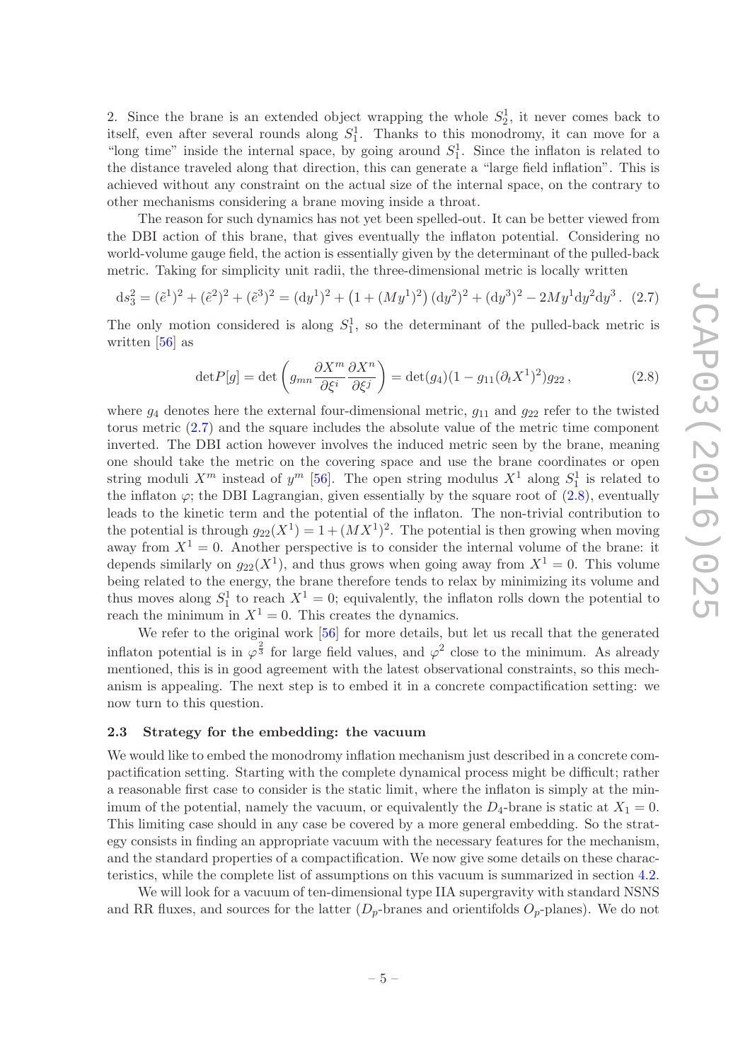2. Since the brane is an extended object wrapping the whole $S^1_2$, it never comes back to itself, even after several rounds along $S^1_1$. Thanks to this monodromy, it can move for a "long time" inside the internal space, by going around $S^1_1$. Since the inflaton is related to the distance traveled along that direction, this can generate a "large field inflation". This is achieved without any constraint on the actual size of the internal space, on the contrary to other mechanisms considering a brane moving inside a throat.

The reason for such dynamics has not yet been spelled-out. It can be better viewed from the DBI action of this brane, that gives eventually the inflaton potential. Considering no world-volume gauge field, the action is essentially given by the determinant of the pulled-back metric. Taking for simplicity unit radii, the three-dimensional metric is locally written

$$\mathrm{d}s_3^2 = (\tilde{e}^1)^2 + (\tilde{e}^2)^2 + (\tilde{e}^3)^2 = (\mathrm{d}y^1)^2 + \left(1 + (My^1)^2\right)(\mathrm{d}y^2)^2 + (\mathrm{d}y^3)^2 - 2My^1\mathrm{d}y^2\mathrm{d}y^3\,. \quad (2.7)$$

The only motion considered is along $S^1_1$, so the determinant of the pulled-back metric is written [56] as

$$\det P[g] = \det\left(g_{mn}\frac{\partial X^m}{\partial \xi^i}\frac{\partial X^n}{\partial \xi^j}\right) = \det(g_4)(1 - g_{11}(\partial_t X^1)^2)g_{22}\,, \quad (2.8)$$

where $g_4$ denotes here the external four-dimensional metric, $g_{11}$ and $g_{22}$ refer to the twisted torus metric (2.7) and the square includes the absolute value of the metric time component inverted. The DBI action however involves the induced metric seen by the brane, meaning one should take the metric on the covering space and use the brane coordinates or open string moduli $X^m$ instead of $y^m$ [56]. The open string modulus $X^1$ along $S^1_1$ is related to the inflaton $\varphi$; the DBI Lagrangian, given essentially by the square root of (2.8), eventually leads to the kinetic term and the potential of the inflaton. The non-trivial contribution to the potential is through $g_{22}(X^1) = 1 + (MX^1)^2$. The potential is then growing when moving away from $X^1 = 0$. Another perspective is to consider the internal volume of the brane: it depends similarly on $g_{22}(X^1)$, and thus grows when going away from $X^1 = 0$. This volume being related to the energy, the brane therefore tends to relax by minimizing its volume and thus moves along $S^1_1$ to reach $X^1 = 0$; equivalently, the inflaton rolls down the potential to reach the minimum in $X^1 = 0$. This creates the dynamics.

We refer to the original work [56] for more details, but let us recall that the generated inflaton potential is in $\varphi^{\frac{2}{3}}$ for large field values, and $\varphi^2$ close to the minimum. As already mentioned, this is in good agreement with the latest observational constraints, so this mechanism is appealing. The next step is to embed it in a concrete compactification setting: we now turn to this question.

### 2.3 Strategy for the embedding: the vacuum

We would like to embed the monodromy inflation mechanism just described in a concrete compactification setting. Starting with the complete dynamical process might be difficult; rather a reasonable first case to consider is the static limit, where the inflaton is simply at the minimum of the potential, namely the vacuum, or equivalently the $D_4$-brane is static at $X_1 = 0$. This limiting case should in any case be covered by a more general embedding. So the strategy consists in finding an appropriate vacuum with the necessary features for the mechanism, and the standard properties of a compactification. We now give some details on these characteristics, while the complete list of assumptions on this vacuum is summarized in section 4.2.

We will look for a vacuum of ten-dimensional type IIA supergravity with standard NSNS and RR fluxes, and sources for the latter ($D_p$-branes and orientifolds $O_p$-planes). We do not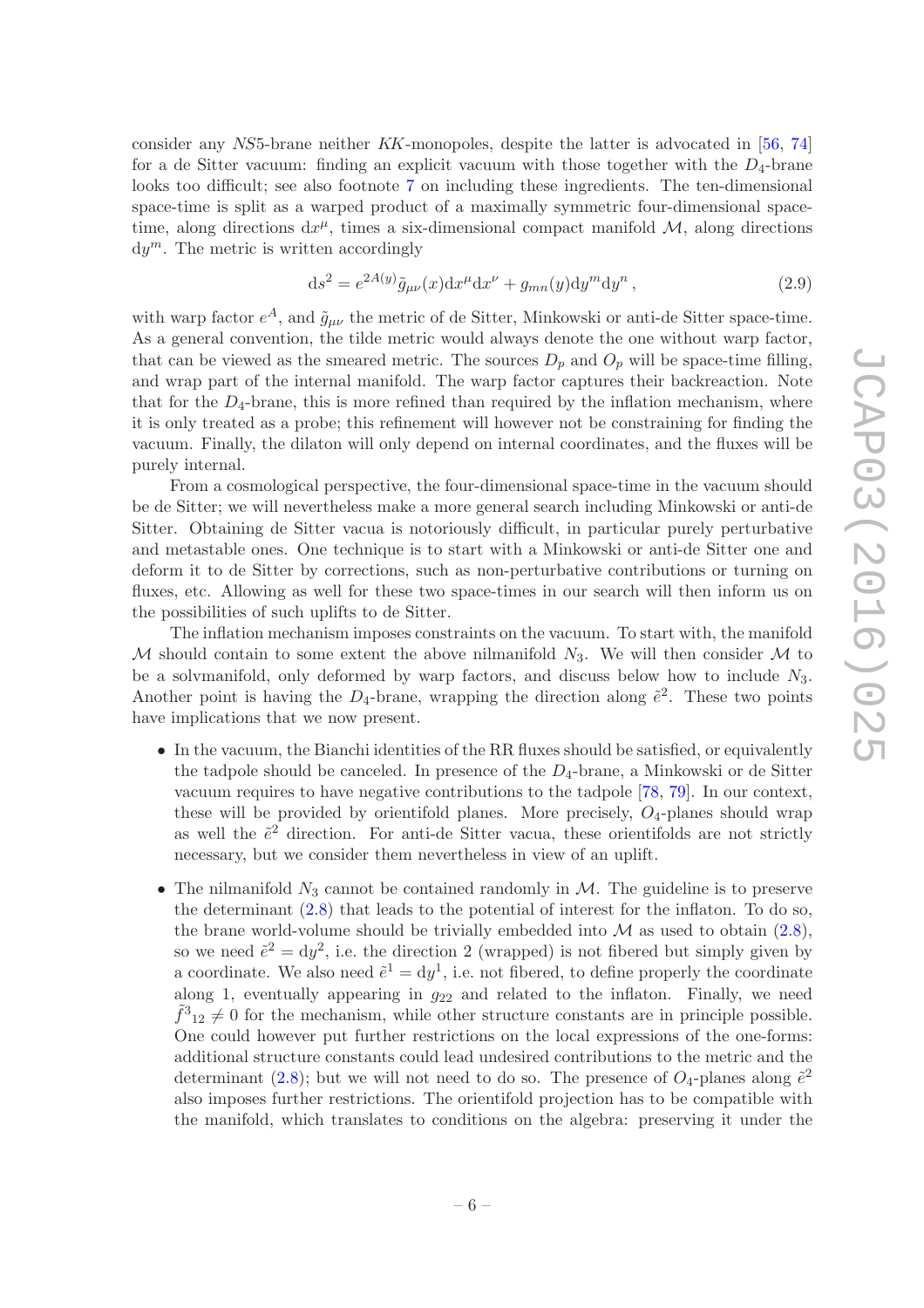consider any $NS5$-brane neither $KK$-monopoles, despite the latter is advocated in [56, 74] for a de Sitter vacuum: finding an explicit vacuum with those together with the $D_4$-brane looks too difficult; see also footnote 7 on including these ingredients. The ten-dimensional space-time is split as a warped product of a maximally symmetric four-dimensional space-time, along directions $\mathrm{d}x^\mu$, times a six-dimensional compact manifold $\mathcal{M}$, along directions $\mathrm{d}y^m$. The metric is written accordingly

$$\mathrm{d}s^2 = e^{2A(y)}\tilde{g}_{\mu\nu}(x)\mathrm{d}x^\mu \mathrm{d}x^\nu + g_{mn}(y)\mathrm{d}y^m \mathrm{d}y^n \,, \tag{2.9}$$

with warp factor $e^A$, and $\tilde{g}_{\mu\nu}$ the metric of de Sitter, Minkowski or anti-de Sitter space-time. As a general convention, the tilde metric would always denote the one without warp factor, that can be viewed as the smeared metric. The sources $D_p$ and $O_p$ will be space-time filling, and wrap part of the internal manifold. The warp factor captures their backreaction. Note that for the $D_4$-brane, this is more refined than required by the inflation mechanism, where it is only treated as a probe; this refinement will however not be constraining for finding the vacuum. Finally, the dilaton will only depend on internal coordinates, and the fluxes will be purely internal.

From a cosmological perspective, the four-dimensional space-time in the vacuum should be de Sitter; we will nevertheless make a more general search including Minkowski or anti-de Sitter. Obtaining de Sitter vacua is notoriously difficult, in particular purely perturbative and metastable ones. One technique is to start with a Minkowski or anti-de Sitter one and deform it to de Sitter by corrections, such as non-perturbative contributions or turning on fluxes, etc. Allowing as well for these two space-times in our search will then inform us on the possibilities of such uplifts to de Sitter.

The inflation mechanism imposes constraints on the vacuum. To start with, the manifold $\mathcal{M}$ should contain to some extent the above nilmanifold $N_3$. We will then consider $\mathcal{M}$ to be a solvmanifold, only deformed by warp factors, and discuss below how to include $N_3$. Another point is having the $D_4$-brane, wrapping the direction along $\tilde{e}^2$. These two points have implications that we now present.

- In the vacuum, the Bianchi identities of the RR fluxes should be satisfied, or equivalently the tadpole should be canceled. In presence of the $D_4$-brane, a Minkowski or de Sitter vacuum requires to have negative contributions to the tadpole [78, 79]. In our context, these will be provided by orientifold planes. More precisely, $O_4$-planes should wrap as well the $\tilde{e}^2$ direction. For anti-de Sitter vacua, these orientifolds are not strictly necessary, but we consider them nevertheless in view of an uplift.
- The nilmanifold $N_3$ cannot be contained randomly in $\mathcal{M}$. The guideline is to preserve the determinant (2.8) that leads to the potential of interest for the inflaton. To do so, the brane world-volume should be trivially embedded into $\mathcal{M}$ as used to obtain (2.8), so we need $\tilde{e}^2 = \mathrm{d}y^2$, i.e. the direction 2 (wrapped) is not fibered but simply given by a coordinate. We also need $\tilde{e}^1 = \mathrm{d}y^1$, i.e. not fibered, to define properly the coordinate along 1, eventually appearing in $g_{22}$ and related to the inflaton. Finally, we need $\tilde{f}^3{}_{12} \neq 0$ for the mechanism, while other structure constants are in principle possible. One could however put further restrictions on the local expressions of the one-forms: additional structure constants could lead undesired contributions to the metric and the determinant (2.8); but we will not need to do so. The presence of $O_4$-planes along $\tilde{e}^2$ also imposes further restrictions. The orientifold projection has to be compatible with the manifold, which translates to conditions on the algebra: preserving it under the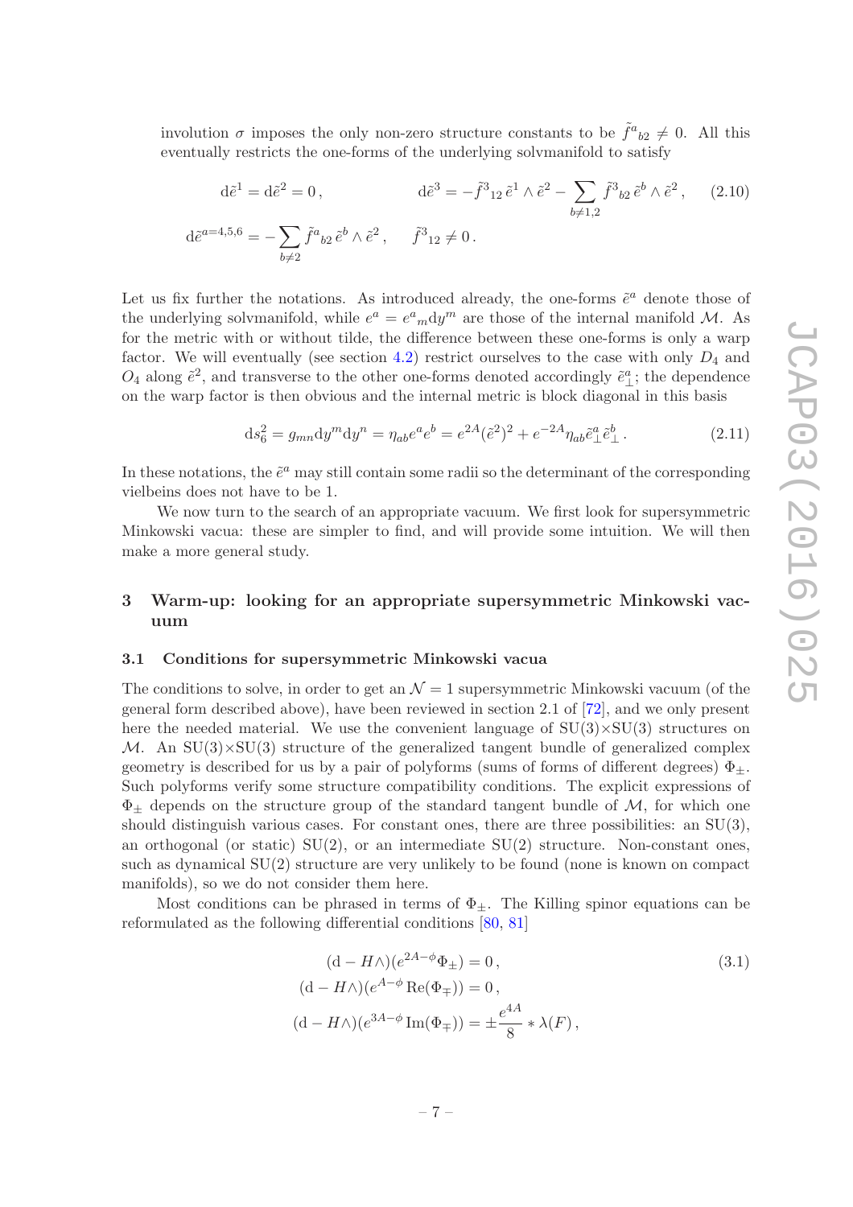involution $\sigma$ imposes the only non-zero structure constants to be $\tilde{f}^a{}_{b2} \neq 0$. All this eventually restricts the one-forms of the underlying solvmanifold to satisfy

$$
\begin{aligned}
&\mathrm{d}\tilde{e}^1 = \mathrm{d}\tilde{e}^2 = 0\,, && \mathrm{d}\tilde{e}^3 = -\tilde{f}^3{}_{12}\,\tilde{e}^1 \wedge \tilde{e}^2 - \sum_{b\neq 1,2} \tilde{f}^3{}_{b2}\,\tilde{e}^b \wedge \tilde{e}^2\,, \\
&\mathrm{d}\tilde{e}^{a=4,5,6} = -\sum_{b\neq 2} \tilde{f}^a{}_{b2}\,\tilde{e}^b \wedge \tilde{e}^2\,, \quad \tilde{f}^3{}_{12} \neq 0\,. &&
\end{aligned}
\tag{2.10}
$$

Let us fix further the notations. As introduced already, the one-forms $\tilde{e}^a$ denote those of the underlying solvmanifold, while $e^a = e^a{}_m \mathrm{d}y^m$ are those of the internal manifold $\mathcal{M}$. As for the metric with or without tilde, the difference between these one-forms is only a warp factor. We will eventually (see section 4.2) restrict ourselves to the case with only $D_4$ and $O_4$ along $\tilde{e}^2$, and transverse to the other one-forms denoted accordingly $\tilde{e}^a_\perp$; the dependence on the warp factor is then obvious and the internal metric is block diagonal in this basis

$$
\mathrm{d}s_6^2 = g_{mn}\mathrm{d}y^m \mathrm{d}y^n = \eta_{ab} e^a e^b = e^{2A}(\tilde{e}^2)^2 + e^{-2A}\eta_{ab}\tilde{e}^a_\perp \tilde{e}^b_\perp\,. \tag{2.11}
$$

In these notations, the $\tilde{e}^a$ may still contain some radii so the determinant of the corresponding vielbeins does not have to be 1.

We now turn to the search of an appropriate vacuum. We first look for supersymmetric Minkowski vacua: these are simpler to find, and will provide some intuition. We will then make a more general study.

# 3 Warm-up: looking for an appropriate supersymmetric Minkowski vacuum

## 3.1 Conditions for supersymmetric Minkowski vacua

The conditions to solve, in order to get an $\mathcal{N}=1$ supersymmetric Minkowski vacuum (of the general form described above), have been reviewed in section 2.1 of [72], and we only present here the needed material. We use the convenient language of SU(3)×SU(3) structures on $\mathcal{M}$. An SU(3)×SU(3) structure of the generalized tangent bundle of generalized complex geometry is described for us by a pair of polyforms (sums of forms of different degrees) $\Phi_\pm$. Such polyforms verify some structure compatibility conditions. The explicit expressions of $\Phi_\pm$ depends on the structure group of the standard tangent bundle of $\mathcal{M}$, for which one should distinguish various cases. For constant ones, there are three possibilities: an SU(3), an orthogonal (or static) SU(2), or an intermediate SU(2) structure. Non-constant ones, such as dynamical SU(2) structure are very unlikely to be found (none is known on compact manifolds), so we do not consider them here.

Most conditions can be phrased in terms of $\Phi_\pm$. The Killing spinor equations can be reformulated as the following differential conditions [80, 81]

$$
\begin{aligned}
(\mathrm{d} - H\wedge)(e^{2A-\phi}\Phi_\pm) &= 0\,, \\
(\mathrm{d} - H\wedge)(e^{A-\phi}\,\mathrm{Re}(\Phi_\mp)) &= 0\,, \\
(\mathrm{d} - H\wedge)(e^{3A-\phi}\,\mathrm{Im}(\Phi_\mp)) &= \pm\frac{e^{4A}}{8} * \lambda(F)\,,
\end{aligned}
\tag{3.1}
$$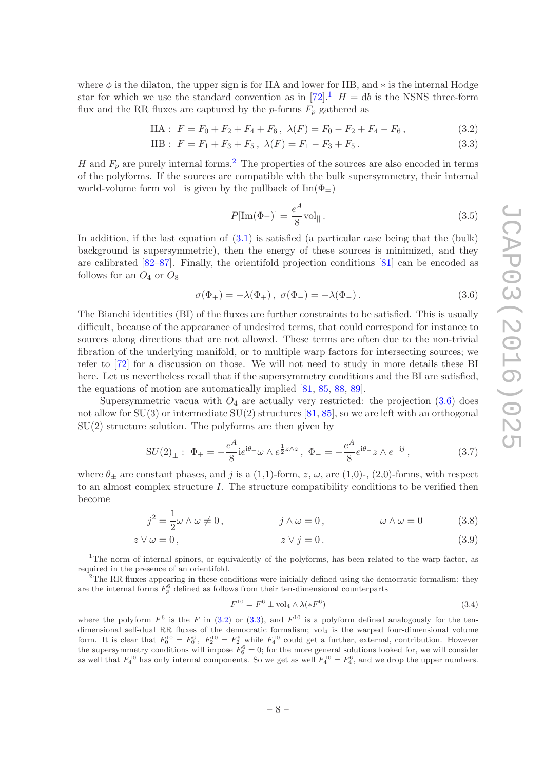where $\phi$ is the dilaton, the upper sign is for IIA and lower for IIB, and $*$ is the internal Hodge star for which we use the standard convention as in [72].[1] $H = \mathrm{d}b$ is the NSNS three-form flux and the RR fluxes are captured by the $p$-forms $F_p$ gathered as

$$\text{IIA}: \ \ F = F_0 + F_2 + F_4 + F_6 \,, \ \ \lambda(F) = F_0 - F_2 + F_4 - F_6 \,, \tag{3.2}$$

$$\text{IIB}: \ \ F = F_1 + F_3 + F_5 \,, \ \ \lambda(F) = F_1 - F_3 + F_5 \,. \tag{3.3}$$

$H$ and $F_p$ are purely internal forms.[2] The properties of the sources are also encoded in terms of the polyforms. If the sources are compatible with the bulk supersymmetry, their internal world-volume form $\mathrm{vol}_{||}$ is given by the pullback of $\mathrm{Im}(\Phi_\mp)$

$$P[\mathrm{Im}(\Phi_\mp)] = \frac{e^A}{8} \mathrm{vol}_{||} \,. \tag{3.5}$$

In addition, if the last equation of (3.1) is satisfied (a particular case being that the (bulk) background is supersymmetric), then the energy of these sources is minimized, and they are calibrated [82–87]. Finally, the orientifold projection conditions [81] can be encoded as follows for an $O_4$ or $O_8$

$$\sigma(\Phi_+) = -\lambda(\Phi_+) \,, \ \sigma(\Phi_-) = -\lambda(\overline{\Phi}_-) \,. \tag{3.6}$$

The Bianchi identities (BI) of the fluxes are further constraints to be satisfied. This is usually difficult, because of the appearance of undesired terms, that could correspond for instance to sources along directions that are not allowed. These terms are often due to the non-trivial fibration of the underlying manifold, or to multiple warp factors for intersecting sources; we refer to [72] for a discussion on those. We will not need to study in more details these BI here. Let us nevertheless recall that if the supersymmetry conditions and the BI are satisfied, the equations of motion are automatically implied [81, 85, 88, 89].

Supersymmetric vacua with $O_4$ are actually very restricted: the projection (3.6) does not allow for SU(3) or intermediate SU(2) structures [81, 85], so we are left with an orthogonal SU(2) structure solution. The polyforms are then given by

$$SU(2)_\perp: \ \Phi_+ = -\frac{e^A}{8} \mathrm{i} e^{\mathrm{i}\theta_+} \omega \wedge e^{\frac{1}{2} z \wedge \overline{z}} \,, \ \Phi_- = -\frac{e^A}{8} e^{\mathrm{i}\theta_-} z \wedge e^{-\mathrm{i}j} \,, \tag{3.7}$$

where $\theta_\pm$ are constant phases, and $j$ is a (1,1)-form, $z$, $\omega$, are (1,0)-, (2,0)-forms, with respect to an almost complex structure $I$. The structure compatibility conditions to be verified then become

$$j^2 = \frac{1}{2} \omega \wedge \overline{\omega} \neq 0 \,, \qquad j \wedge \omega = 0 \,, \qquad \omega \wedge \omega = 0 \tag{3.8}$$

$$z \vee \omega = 0 \,, \qquad z \vee j = 0 \,. \tag{3.9}$$

[1] The norm of internal spinors, or equivalently of the polyforms, has been related to the warp factor, as required in the presence of an orientifold.

[2] The RR fluxes appearing in these conditions were initially defined using the democratic formalism: they are the internal forms $F_p^6$ defined as follows from their ten-dimensional counterparts

$$F^{10} = F^6 \pm \mathrm{vol}_4 \wedge \lambda(*F^6) \tag{3.4}$$

where the polyform $F^6$ is the $F$ in (3.2) or (3.3), and $F^{10}$ is a polyform defined analogously for the ten-dimensional self-dual RR fluxes of the democratic formalism; $\mathrm{vol}_4$ is the warped four-dimensional volume form. It is clear that $F_0^{10} = F_0^6$, $F_2^{10} = F_2^6$ while $F_4^{10}$ could get a further, external, contribution. However the supersymmetry conditions will impose $F_6^6 = 0$; for the more general solutions looked for, we will consider as well that $F_4^{10}$ has only internal components. So we get as well $F_4^{10} = F_4^6$, and we drop the upper numbers.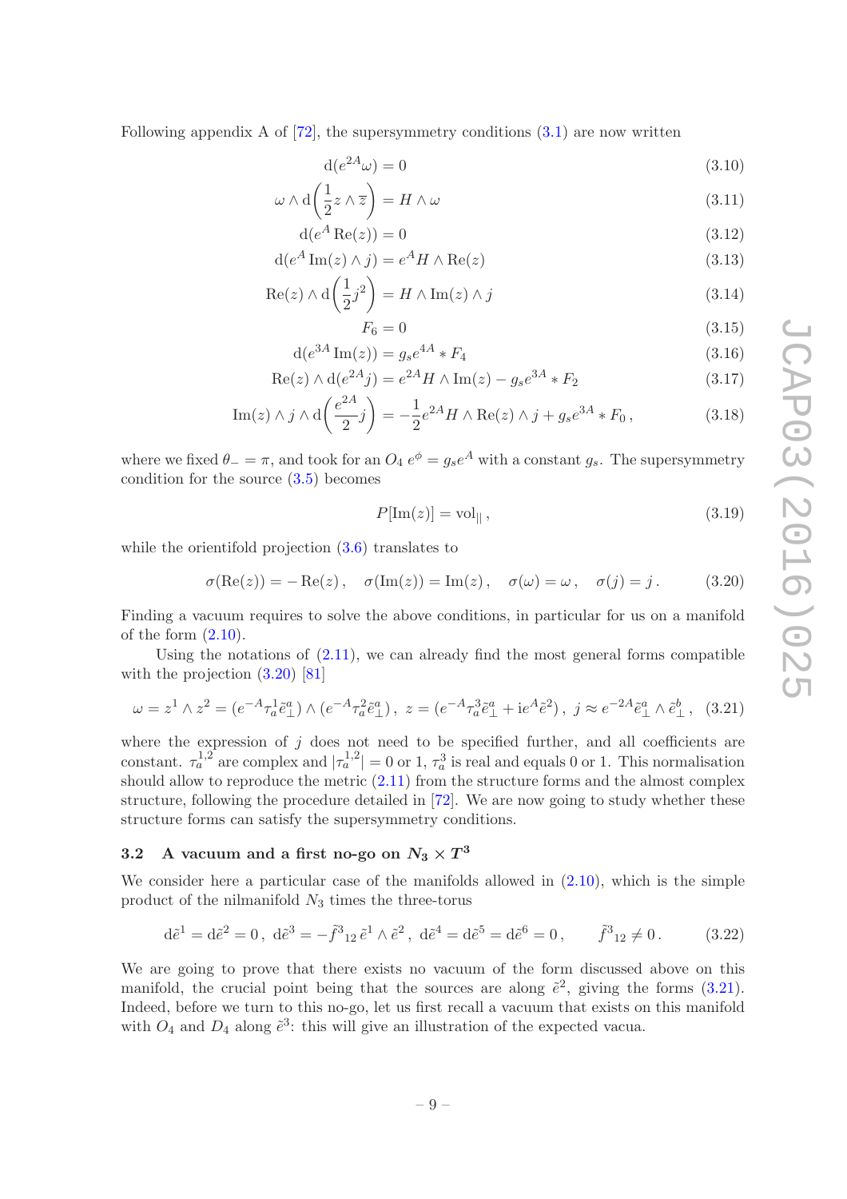Following appendix A of [72], the supersymmetry conditions (3.1) are now written

$$\mathrm{d}(e^{2A}\omega) = 0 \tag{3.10}$$

$$\omega \wedge \mathrm{d}\left(\frac{1}{2} z \wedge \overline{z}\right) = H \wedge \omega \tag{3.11}$$

$$\mathrm{d}(e^{A}\,\mathrm{Re}(z)) = 0 \tag{3.12}$$

$$\mathrm{d}(e^{A}\,\mathrm{Im}(z) \wedge j) = e^{A} H \wedge \mathrm{Re}(z) \tag{3.13}$$

$$\mathrm{Re}(z) \wedge \mathrm{d}\left(\frac{1}{2} j^2\right) = H \wedge \mathrm{Im}(z) \wedge j \tag{3.14}$$

$$F_6 = 0 \tag{3.15}$$

$$\mathrm{d}(e^{3A}\,\mathrm{Im}(z)) = g_s e^{4A} * F_4 \tag{3.16}$$

$$\mathrm{Re}(z) \wedge \mathrm{d}(e^{2A} j) = e^{2A} H \wedge \mathrm{Im}(z) - g_s e^{3A} * F_2 \tag{3.17}$$

$$\mathrm{Im}(z) \wedge j \wedge \mathrm{d}\left(\frac{e^{2A}}{2} j\right) = -\frac{1}{2} e^{2A} H \wedge \mathrm{Re}(z) \wedge j + g_s e^{3A} * F_0\,, \tag{3.18}$$

where we fixed $\theta_- = \pi$, and took for an $O_4$ $e^{\phi} = g_s e^{A}$ with a constant $g_s$. The supersymmetry condition for the source (3.5) becomes

$$P[\mathrm{Im}(z)] = \mathrm{vol}_{||}\,, \tag{3.19}$$

while the orientifold projection (3.6) translates to

$$\sigma(\mathrm{Re}(z)) = -\,\mathrm{Re}(z)\,, \quad \sigma(\mathrm{Im}(z)) = \mathrm{Im}(z)\,, \quad \sigma(\omega) = \omega\,, \quad \sigma(j) = j\,. \tag{3.20}$$

Finding a vacuum requires to solve the above conditions, in particular for us on a manifold of the form (2.10).

Using the notations of (2.11), we can already find the most general forms compatible with the projection (3.20) [81]

$$\omega = z^1 \wedge z^2 = (e^{-A}\tau^1_a \tilde{e}^a_\perp) \wedge (e^{-A}\tau^2_a \tilde{e}^a_\perp)\,,\ z = (e^{-A}\tau^3_a \tilde{e}^a_\perp + \mathrm{i} e^{A} \tilde{e}^2)\,,\ j \approx e^{-2A} \tilde{e}^a_\perp \wedge \tilde{e}^b_\perp\,, \tag{3.21}$$

where the expression of $j$ does not need to be specified further, and all coefficients are constant. $\tau^{1,2}_a$ are complex and $|\tau^{1,2}_a| = 0$ or 1, $\tau^3_a$ is real and equals 0 or 1. This normalisation should allow to reproduce the metric (2.11) from the structure forms and the almost complex structure, following the procedure detailed in [72]. We are now going to study whether these structure forms can satisfy the supersymmetry conditions.

### 3.2 A vacuum and a first no-go on $N_3 \times T^3$

We consider here a particular case of the manifolds allowed in (2.10), which is the simple product of the nilmanifold $N_3$ times the three-torus

$$\mathrm{d}\tilde{e}^1 = \mathrm{d}\tilde{e}^2 = 0\,,\ \mathrm{d}\tilde{e}^3 = -\tilde{f}^3{}_{12}\, \tilde{e}^1 \wedge \tilde{e}^2\,,\ \mathrm{d}\tilde{e}^4 = \mathrm{d}\tilde{e}^5 = \mathrm{d}\tilde{e}^6 = 0\,, \qquad \tilde{f}^3{}_{12} \neq 0\,. \tag{3.22}$$

We are going to prove that there exists no vacuum of the form discussed above on this manifold, the crucial point being that the sources are along $\tilde{e}^2$, giving the forms (3.21). Indeed, before we turn to this no-go, let us first recall a vacuum that exists on this manifold with $O_4$ and $D_4$ along $\tilde{e}^3$: this will give an illustration of the expected vacua.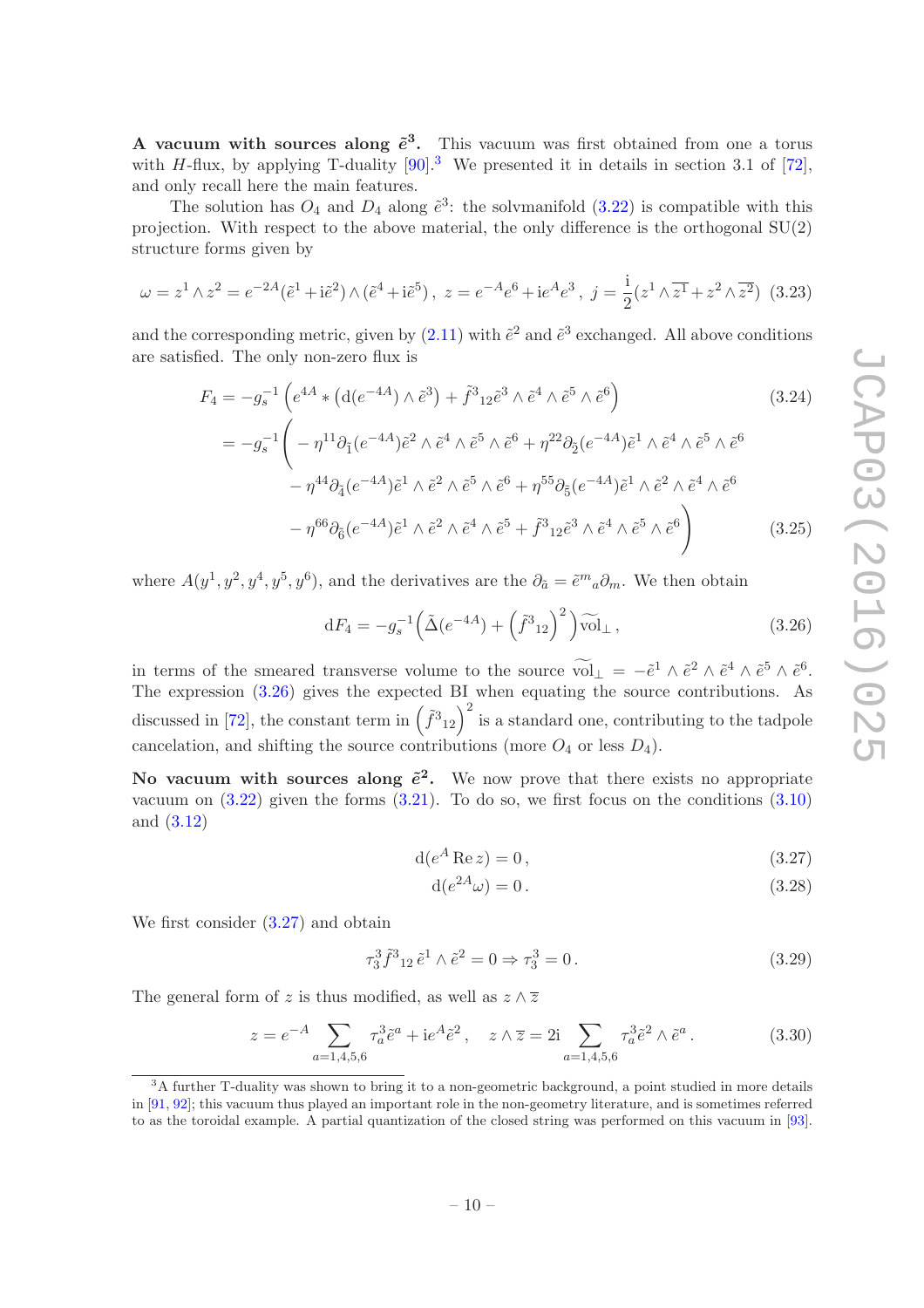**A vacuum with sources along $\tilde{e}^3$.** This vacuum was first obtained from one a torus with $H$-flux, by applying T-duality [90].[3] We presented it in details in section 3.1 of [72], and only recall here the main features.

The solution has $O_4$ and $D_4$ along $\tilde{e}^3$: the solvmanifold (3.22) is compatible with this projection. With respect to the above material, the only difference is the orthogonal SU(2) structure forms given by

$$\omega = z^1 \wedge z^2 = e^{-2A}(\tilde{e}^1 + \mathrm{i}\tilde{e}^2) \wedge (\tilde{e}^4 + \mathrm{i}\tilde{e}^5)\,,\ z = e^{-A}e^6 + \mathrm{i}e^A e^3\,,\ j = \frac{\mathrm{i}}{2}(z^1 \wedge \overline{z^1} + z^2 \wedge \overline{z^2}) \tag{3.23}$$

and the corresponding metric, given by (2.11) with $\tilde{e}^2$ and $\tilde{e}^3$ exchanged. All above conditions are satisfied. The only non-zero flux is

$$F_4 = -g_s^{-1}\left(e^{4A} * \left(\mathrm{d}(e^{-4A}) \wedge \tilde{e}^3\right) + \tilde{f}^3{}_{12}\tilde{e}^3 \wedge \tilde{e}^4 \wedge \tilde{e}^5 \wedge \tilde{e}^6\right) \tag{3.24}$$

$$\begin{aligned} = -g_s^{-1}\Big( &-\eta^{11}\partial_{\tilde{1}}(e^{-4A})\tilde{e}^2 \wedge \tilde{e}^4 \wedge \tilde{e}^5 \wedge \tilde{e}^6 + \eta^{22}\partial_{\tilde{2}}(e^{-4A})\tilde{e}^1 \wedge \tilde{e}^4 \wedge \tilde{e}^5 \wedge \tilde{e}^6 \\ &- \eta^{44}\partial_{\tilde{4}}(e^{-4A})\tilde{e}^1 \wedge \tilde{e}^2 \wedge \tilde{e}^5 \wedge \tilde{e}^6 + \eta^{55}\partial_{\tilde{5}}(e^{-4A})\tilde{e}^1 \wedge \tilde{e}^2 \wedge \tilde{e}^4 \wedge \tilde{e}^6 \\ &- \eta^{66}\partial_{\tilde{6}}(e^{-4A})\tilde{e}^1 \wedge \tilde{e}^2 \wedge \tilde{e}^4 \wedge \tilde{e}^5 + \tilde{f}^3{}_{12}\tilde{e}^3 \wedge \tilde{e}^4 \wedge \tilde{e}^5 \wedge \tilde{e}^6 \Big) \end{aligned} \tag{3.25}$$

where $A(y^1, y^2, y^4, y^5, y^6)$, and the derivatives are the $\partial_{\tilde{a}} = \tilde{e}^m{}_a \partial_m$. We then obtain

$$\mathrm{d}F_4 = -g_s^{-1}\left(\tilde{\Delta}(e^{-4A}) + \left(\tilde{f}^3{}_{12}\right)^2\right)\widetilde{\mathrm{vol}}_\perp\,, \tag{3.26}$$

in terms of the smeared transverse volume to the source $\widetilde{\mathrm{vol}}_\perp = -\tilde{e}^1 \wedge \tilde{e}^2 \wedge \tilde{e}^4 \wedge \tilde{e}^5 \wedge \tilde{e}^6$. The expression (3.26) gives the expected BI when equating the source contributions. As discussed in [72], the constant term in $\left(\tilde{f}^3{}_{12}\right)^2$ is a standard one, contributing to the tadpole cancelation, and shifting the source contributions (more $O_4$ or less $D_4$).

**No vacuum with sources along $\tilde{e}^2$.** We now prove that there exists no appropriate vacuum on (3.22) given the forms (3.21). To do so, we first focus on the conditions (3.10) and (3.12)

$$\mathrm{d}(e^A \,\mathrm{Re}\, z) = 0\,, \tag{3.27}$$

$$\mathrm{d}(e^{2A}\omega) = 0\,. \tag{3.28}$$

We first consider (3.27) and obtain

$$\tau_3^3 \tilde{f}^3{}_{12}\,\tilde{e}^1 \wedge \tilde{e}^2 = 0 \Rightarrow \tau_3^3 = 0\,. \tag{3.29}$$

The general form of $z$ is thus modified, as well as $z \wedge \overline{z}$

$$z = e^{-A} \sum_{a=1,4,5,6} \tau_a^3 \tilde{e}^a + \mathrm{i}e^A \tilde{e}^2\,, \quad z \wedge \overline{z} = 2\mathrm{i} \sum_{a=1,4,5,6} \tau_a^3 \tilde{e}^2 \wedge \tilde{e}^a\,. \tag{3.30}$$

---

[3] A further T-duality was shown to bring it to a non-geometric background, a point studied in more details in [91, 92]; this vacuum thus played an important role in the non-geometry literature, and is sometimes referred to as the toroidal example. A partial quantization of the closed string was performed on this vacuum in [93].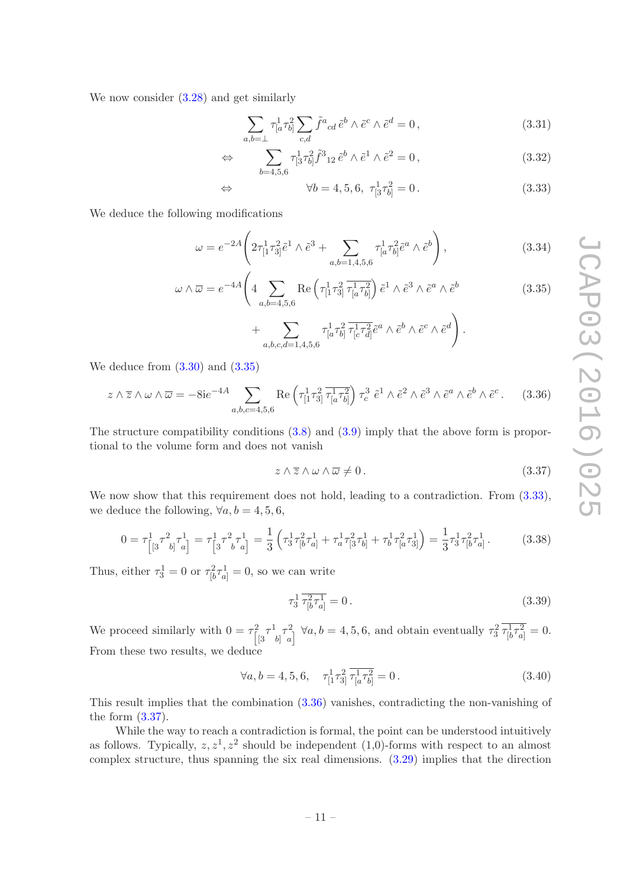We now consider (3.28) and get similarly

$$\sum_{a,b=\perp} \tau^1_{[a}\tau^2_{b]} \sum_{c,d} \tilde{f}^a{}_{cd}\, \tilde{e}^b \wedge \tilde{e}^c \wedge \tilde{e}^d = 0\,, \tag{3.31}$$

$$\Leftrightarrow \qquad \sum_{b=4,5,6} \tau^1_{[3}\tau^2_{b]} \tilde{f}^3{}_{12}\, \tilde{e}^b \wedge \tilde{e}^1 \wedge \tilde{e}^2 = 0\,, \tag{3.32}$$

$$\Leftrightarrow \qquad \forall b = 4,5,6,\ \tau^1_{[3}\tau^2_{b]} = 0\,. \tag{3.33}$$

We deduce the following modifications

$$\omega = e^{-2A}\left(2\tau^1_{[1}\tau^2_{3]}\tilde{e}^1 \wedge \tilde{e}^3 + \sum_{a,b=1,4,5,6} \tau^1_{[a}\tau^2_{b]}\tilde{e}^a \wedge \tilde{e}^b\right), \tag{3.34}$$

$$\begin{aligned}\omega \wedge \overline{\omega} = e^{-4A}\Bigg(&4\sum_{a,b=4,5,6} \mathrm{Re}\left(\tau^1_{[1}\tau^2_{3]}\,\overline{\tau^1_{[a}\tau^2_{b]}}\right) \tilde{e}^1 \wedge \tilde{e}^3 \wedge \tilde{e}^a \wedge \tilde{e}^b \\ &+ \sum_{a,b,c,d=1,4,5,6} \tau^1_{[a}\tau^2_{b]}\,\overline{\tau^1_{[c}\tau^2_{d]}}\tilde{e}^a \wedge \tilde{e}^b \wedge \tilde{e}^c \wedge \tilde{e}^d\Bigg).\end{aligned} \tag{3.35}$$

We deduce from (3.30) and (3.35)

$$z \wedge \overline{z} \wedge \omega \wedge \overline{\omega} = -8\mathrm{i}e^{-4A} \sum_{a,b,c=4,5,6} \mathrm{Re}\left(\tau^1_{[1}\tau^2_{3]}\,\overline{\tau^1_{[a}\tau^2_{b]}}\right)\tau^3_c\ \tilde{e}^1 \wedge \tilde{e}^2 \wedge \tilde{e}^3 \wedge \tilde{e}^a \wedge \tilde{e}^b \wedge \tilde{e}^c\,. \tag{3.36}$$

The structure compatibility conditions (3.8) and (3.9) imply that the above form is proportional to the volume form and does not vanish

$$z \wedge \overline{z} \wedge \omega \wedge \overline{\omega} \neq 0\,. \tag{3.37}$$

We now show that this requirement does not hold, leading to a contradiction. From (3.33), we deduce the following, $\forall a, b = 4,5,6$,

$$0 = \tau^1_{\left[[3\right.}\tau^2{}_{\left.b]\right.}\tau^1_{\left.a\right]} = \tau^1_{\left[3\right.}\tau^2{}_{b}\tau^1_{\left.a\right]} = \frac{1}{3}\left(\tau^1_3\tau^2_{[b}\tau^1_{a]} + \tau^1_a\tau^2_{[3}\tau^1_{b]} + \tau^1_b\tau^2_{[a}\tau^1_{3]}\right) = \frac{1}{3}\tau^1_3\tau^2_{[b}\tau^1_{a]}\,. \tag{3.38}$$

Thus, either $\tau^1_3 = 0$ or $\tau^2_{[b}\tau^1_{a]} = 0$, so we can write

$$\tau^1_3\,\overline{\tau^2_{[b}\tau^1_{a]}} = 0\,. \tag{3.39}$$

We proceed similarly with $0 = \tau^2_{\left[[3\right.}\tau^1{}_{\left.b]\right.}\tau^2_{\left.a\right]}$ $\forall a, b = 4,5,6$, and obtain eventually $\tau^2_3\,\overline{\tau^1_{[b}\tau^2_{a]}} = 0$. From these two results, we deduce

$$\forall a, b = 4,5,6, \quad \tau^1_{[1}\tau^2_{3]}\,\overline{\tau^1_{[a}\tau^2_{b]}} = 0\,. \tag{3.40}$$

This result implies that the combination (3.36) vanishes, contradicting the non-vanishing of the form (3.37).

While the way to reach a contradiction is formal, the point can be understood intuitively as follows. Typically, $z, z^1, z^2$ should be independent (1,0)-forms with respect to an almost complex structure, thus spanning the six real dimensions. (3.29) implies that the direction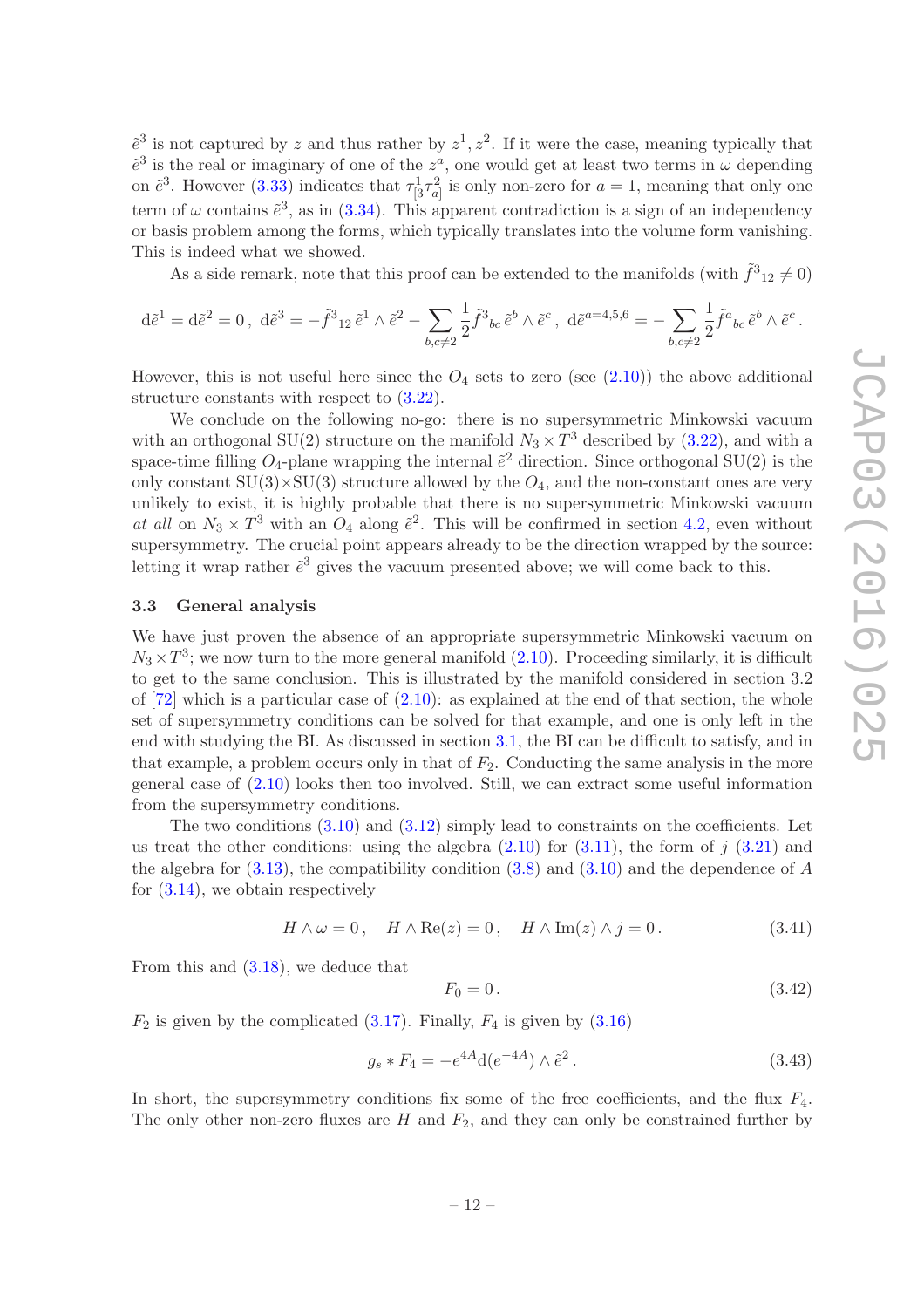$\tilde{e}^3$ is not captured by $z$ and thus rather by $z^1, z^2$. If it were the case, meaning typically that $\tilde{e}^3$ is the real or imaginary of one of the $z^a$, one would get at least two terms in $\omega$ depending on $\tilde{e}^3$. However (3.33) indicates that $\tau^1_{[3}\tau^2_{a]}$ is only non-zero for $a=1$, meaning that only one term of $\omega$ contains $\tilde{e}^3$, as in (3.34). This apparent contradiction is a sign of an independency or basis problem among the forms, which typically translates into the volume form vanishing. This is indeed what we showed.

As a side remark, note that this proof can be extended to the manifolds (with $\tilde{f}^3{}_{12} \neq 0$)

$$\mathrm{d}\tilde{e}^1 = \mathrm{d}\tilde{e}^2 = 0\,,\ \mathrm{d}\tilde{e}^3 = -\tilde{f}^3{}_{12}\,\tilde{e}^1\wedge\tilde{e}^2 - \sum_{b,c\neq 2}\frac{1}{2}\tilde{f}^3{}_{bc}\,\tilde{e}^b\wedge\tilde{e}^c\,,\ \mathrm{d}\tilde{e}^{a=4,5,6} = -\sum_{b,c\neq 2}\frac{1}{2}\tilde{f}^a{}_{bc}\,\tilde{e}^b\wedge\tilde{e}^c\,.$$

However, this is not useful here since the $O_4$ sets to zero (see (2.10)) the above additional structure constants with respect to (3.22).

We conclude on the following no-go: there is no supersymmetric Minkowski vacuum with an orthogonal SU(2) structure on the manifold $N_3\times T^3$ described by (3.22), and with a space-time filling $O_4$-plane wrapping the internal $\tilde{e}^2$ direction. Since orthogonal SU(2) is the only constant SU(3)×SU(3) structure allowed by the $O_4$, and the non-constant ones are very unlikely to exist, it is highly probable that there is no supersymmetric Minkowski vacuum *at all* on $N_3\times T^3$ with an $O_4$ along $\tilde{e}^2$. This will be confirmed in section 4.2, even without supersymmetry. The crucial point appears already to be the direction wrapped by the source: letting it wrap rather $\tilde{e}^3$ gives the vacuum presented above; we will come back to this.

### 3.3 General analysis

We have just proven the absence of an appropriate supersymmetric Minkowski vacuum on $N_3\times T^3$; we now turn to the more general manifold (2.10). Proceeding similarly, it is difficult to get to the same conclusion. This is illustrated by the manifold considered in section 3.2 of [72] which is a particular case of (2.10): as explained at the end of that section, the whole set of supersymmetry conditions can be solved for that example, and one is only left in the end with studying the BI. As discussed in section 3.1, the BI can be difficult to satisfy, and in that example, a problem occurs only in that of $F_2$. Conducting the same analysis in the more general case of (2.10) looks then too involved. Still, we can extract some useful information from the supersymmetry conditions.

The two conditions (3.10) and (3.12) simply lead to constraints on the coefficients. Let us treat the other conditions: using the algebra (2.10) for (3.11), the form of $j$ (3.21) and the algebra for (3.13), the compatibility condition (3.8) and (3.10) and the dependence of $A$ for (3.14), we obtain respectively

$$H\wedge\omega = 0\,,\quad H\wedge \mathrm{Re}(z) = 0\,,\quad H\wedge\mathrm{Im}(z)\wedge j = 0\,. \tag{3.41}$$

From this and (3.18), we deduce that

$$F_0 = 0\,. \tag{3.42}$$

$F_2$ is given by the complicated (3.17). Finally, $F_4$ is given by (3.16)

$$g_s * F_4 = -e^{4A}\mathrm{d}(e^{-4A})\wedge\tilde{e}^2\,. \tag{3.43}$$

In short, the supersymmetry conditions fix some of the free coefficients, and the flux $F_4$. The only other non-zero fluxes are $H$ and $F_2$, and they can only be constrained further by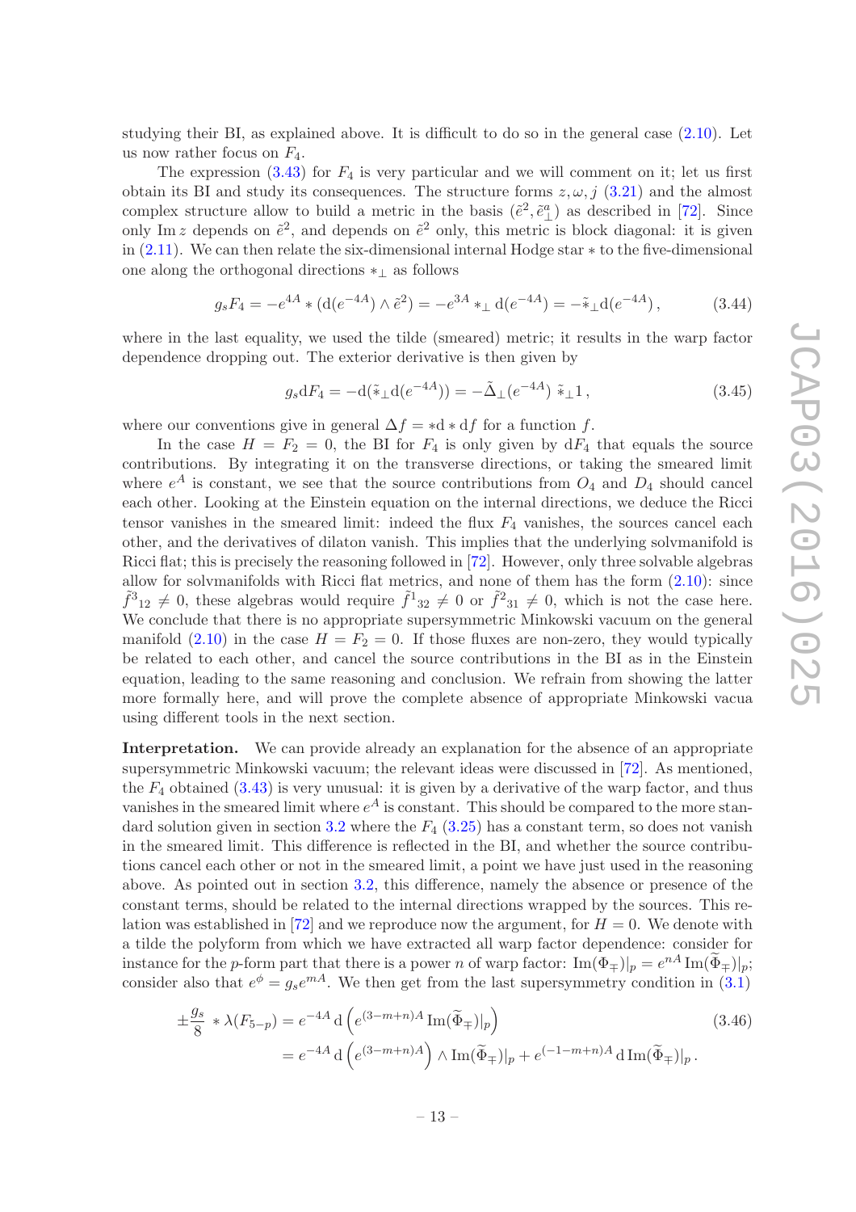studying their BI, as explained above. It is difficult to do so in the general case (2.10). Let us now rather focus on $F_4$.

The expression (3.43) for $F_4$ is very particular and we will comment on it; let us first obtain its BI and study its consequences. The structure forms $z, \omega, j$ (3.21) and the almost complex structure allow to build a metric in the basis $(\tilde{e}^2, \tilde{e}^a_\perp)$ as described in [72]. Since only $\operatorname{Im} z$ depends on $\tilde{e}^2$, and depends on $\tilde{e}^2$ only, this metric is block diagonal: it is given in (2.11). We can then relate the six-dimensional internal Hodge star $*$ to the five-dimensional one along the orthogonal directions $*_\perp$ as follows

$$g_s F_4 = -e^{4A} * (\mathrm{d}(e^{-4A}) \wedge \tilde{e}^2) = -e^{3A} *_\perp \mathrm{d}(e^{-4A}) = -\tilde{*}_\perp \mathrm{d}(e^{-4A}) \,, \tag{3.44}$$

where in the last equality, we used the tilde (smeared) metric; it results in the warp factor dependence dropping out. The exterior derivative is then given by

$$g_s \mathrm{d}F_4 = -\mathrm{d}(\tilde{*}_\perp \mathrm{d}(e^{-4A})) = -\tilde{\Delta}_\perp(e^{-4A})\, \tilde{*}_\perp 1 \,, \tag{3.45}$$

where our conventions give in general $\Delta f = *\mathrm{d} * \mathrm{d}f$ for a function $f$.

In the case $H = F_2 = 0$, the BI for $F_4$ is only given by $\mathrm{d}F_4$ that equals the source contributions. By integrating it on the transverse directions, or taking the smeared limit where $e^A$ is constant, we see that the source contributions from $O_4$ and $D_4$ should cancel each other. Looking at the Einstein equation on the internal directions, we deduce the Ricci tensor vanishes in the smeared limit: indeed the flux $F_4$ vanishes, the sources cancel each other, and the derivatives of dilaton vanish. This implies that the underlying solvmanifold is Ricci flat; this is precisely the reasoning followed in [72]. However, only three solvable algebras allow for solvmanifolds with Ricci flat metrics, and none of them has the form (2.10): since $\tilde{f}^3{}_{12} \neq 0$, these algebras would require $\tilde{f}^1{}_{32} \neq 0$ or $\tilde{f}^2{}_{31} \neq 0$, which is not the case here. We conclude that there is no appropriate supersymmetric Minkowski vacuum on the general manifold (2.10) in the case $H = F_2 = 0$. If those fluxes are non-zero, they would typically be related to each other, and cancel the source contributions in the BI as in the Einstein equation, leading to the same reasoning and conclusion. We refrain from showing the latter more formally here, and will prove the complete absence of appropriate Minkowski vacua using different tools in the next section.

**Interpretation.** We can provide already an explanation for the absence of an appropriate supersymmetric Minkowski vacuum; the relevant ideas were discussed in [72]. As mentioned, the $F_4$ obtained (3.43) is very unusual: it is given by a derivative of the warp factor, and thus vanishes in the smeared limit where $e^A$ is constant. This should be compared to the more standard solution given in section 3.2 where the $F_4$ (3.25) has a constant term, so does not vanish in the smeared limit. This difference is reflected in the BI, and whether the source contributions cancel each other or not in the smeared limit, a point we have just used in the reasoning above. As pointed out in section 3.2, this difference, namely the absence or presence of the constant terms, should be related to the internal directions wrapped by the sources. This relation was established in [72] and we reproduce now the argument, for $H = 0$. We denote with a tilde the polyform from which we have extracted all warp factor dependence: consider for instance for the $p$-form part that there is a power $n$ of warp factor: $\operatorname{Im}(\Phi_\mp)|_p = e^{nA} \operatorname{Im}(\widetilde{\Phi}_\mp)|_p$; consider also that $e^\phi = g_s e^{mA}$. We then get from the last supersymmetry condition in (3.1)

$$\begin{aligned}
\pm \frac{g_s}{8} * \lambda(F_{5-p}) &= e^{-4A}\, \mathrm{d}\left(e^{(3-m+n)A} \operatorname{Im}(\widetilde{\Phi}_\mp)|_p\right) \\
&= e^{-4A}\, \mathrm{d}\left(e^{(3-m+n)A}\right) \wedge \operatorname{Im}(\widetilde{\Phi}_\mp)|_p + e^{(-1-m+n)A}\, \mathrm{d} \operatorname{Im}(\widetilde{\Phi}_\mp)|_p \,.
\end{aligned} \tag{3.46}$$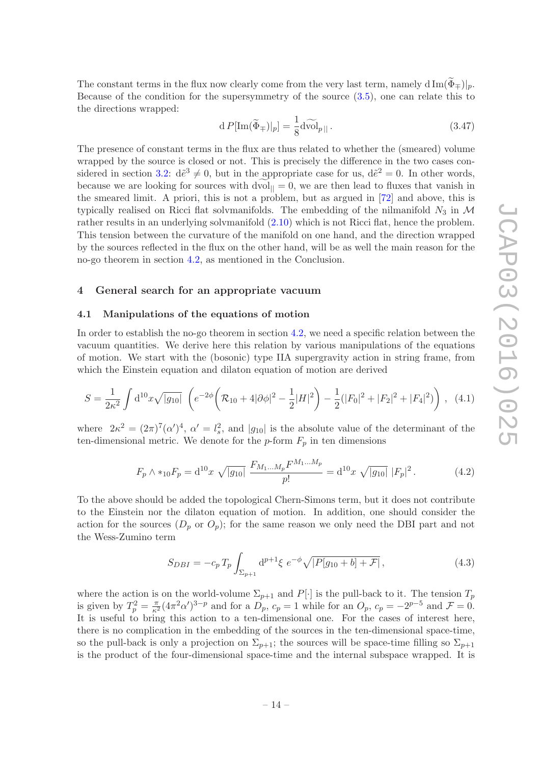The constant terms in the flux now clearly come from the very last term, namely $\mathrm{d}\,\mathrm{Im}(\widetilde{\Phi}_{\mp})|_p$. Because of the condition for the supersymmetry of the source (3.5), one can relate this to the directions wrapped:

$$\mathrm{d}\,P[\mathrm{Im}(\widetilde{\Phi}_{\mp})|_p] = \frac{1}{8}\mathrm{d}\widetilde{\mathrm{vol}}_{p\,||}\,. \tag{3.47}$$

The presence of constant terms in the flux are thus related to whether the (smeared) volume wrapped by the source is closed or not. This is precisely the difference in the two cases considered in section 3.2: $\mathrm{d}\tilde{e}^3 \neq 0$, but in the appropriate case for us, $\mathrm{d}\tilde{e}^2 = 0$. In other words, because we are looking for sources with $\mathrm{d}\widetilde{\mathrm{vol}}_{||} = 0$, we are then lead to fluxes that vanish in the smeared limit. A priori, this is not a problem, but as argued in [72] and above, this is typically realised on Ricci flat solvmanifolds. The embedding of the nilmanifold $N_3$ in $\mathcal{M}$ rather results in an underlying solvmanifold (2.10) which is not Ricci flat, hence the problem. This tension between the curvature of the manifold on one hand, and the direction wrapped by the sources reflected in the flux on the other hand, will be as well the main reason for the no-go theorem in section 4.2, as mentioned in the Conclusion.

## 4 General search for an appropriate vacuum

### 4.1 Manipulations of the equations of motion

In order to establish the no-go theorem in section 4.2, we need a specific relation between the vacuum quantities. We derive here this relation by various manipulations of the equations of motion. We start with the (bosonic) type IIA supergravity action in string frame, from which the Einstein equation and dilaton equation of motion are derived

$$S = \frac{1}{2\kappa^2}\int \mathrm{d}^{10}x\sqrt{|g_{10}|}\ \left(e^{-2\phi}\Big(\mathcal{R}_{10} + 4|\partial\phi|^2 - \frac{1}{2}|H|^2\Big) - \frac{1}{2}(|F_0|^2 + |F_2|^2 + |F_4|^2)\right)\,, \tag{4.1}$$

where $2\kappa^2 = (2\pi)^7(\alpha')^4$, $\alpha' = l_s^2$, and $|g_{10}|$ is the absolute value of the determinant of the ten-dimensional metric. We denote for the $p$-form $F_p$ in ten dimensions

$$F_p \wedge *_{10}F_p = \mathrm{d}^{10}x\ \sqrt{|g_{10}|}\ \frac{F_{M_1\ldots M_p}F^{M_1\ldots M_p}}{p!} = \mathrm{d}^{10}x\ \sqrt{|g_{10}|}\ |F_p|^2\,. \tag{4.2}$$

To the above should be added the topological Chern-Simons term, but it does not contribute to the Einstein nor the dilaton equation of motion. In addition, one should consider the action for the sources ($D_p$ or $O_p$); for the same reason we only need the DBI part and not the Wess-Zumino term

$$S_{DBI} = -c_p\,T_p\int_{\Sigma_{p+1}}\mathrm{d}^{p+1}\xi\ e^{-\phi}\sqrt{|P[g_{10}+b]+\mathcal{F}|}\,, \tag{4.3}$$

where the action is on the world-volume $\Sigma_{p+1}$ and $P[\cdot]$ is the pull-back to it. The tension $T_p$ is given by $T_p^2 = \frac{\pi}{\kappa^2}(4\pi^2\alpha')^{3-p}$ and for a $D_p$, $c_p = 1$ while for an $O_p$, $c_p = -2^{p-5}$ and $\mathcal{F} = 0$. It is useful to bring this action to a ten-dimensional one. For the cases of interest here, there is no complication in the embedding of the sources in the ten-dimensional space-time, so the pull-back is only a projection on $\Sigma_{p+1}$; the sources will be space-time filling so $\Sigma_{p+1}$ is the product of the four-dimensional space-time and the internal subspace wrapped. It is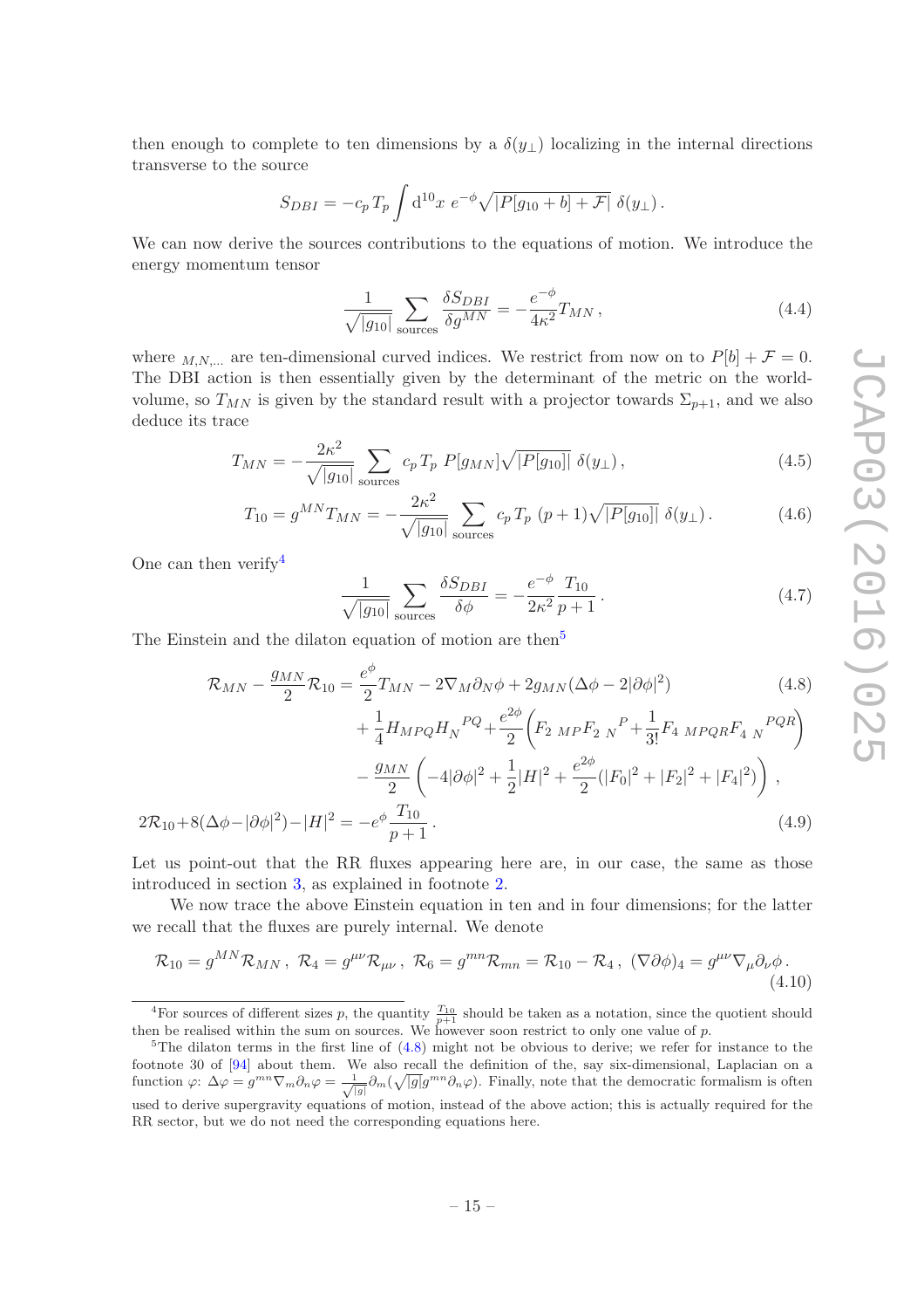then enough to complete to ten dimensions by a $\delta(y_\perp)$ localizing in the internal directions transverse to the source

$$S_{DBI} = -c_p\, T_p \int \mathrm{d}^{10}x \; e^{-\phi} \sqrt{|P[g_{10}+b]+\mathcal{F}|}\;\delta(y_\perp)\,.$$

We can now derive the sources contributions to the equations of motion. We introduce the energy momentum tensor

$$\frac{1}{\sqrt{|g_{10}|}} \sum_{\text{sources}} \frac{\delta S_{DBI}}{\delta g^{MN}} = -\frac{e^{-\phi}}{4\kappa^2} T_{MN}\,, \tag{4.4}$$

where ${}_{M,N,\dots}$ are ten-dimensional curved indices. We restrict from now on to $P[b]+\mathcal{F}=0$. The DBI action is then essentially given by the determinant of the metric on the world-volume, so $T_{MN}$ is given by the standard result with a projector towards $\Sigma_{p+1}$, and we also deduce its trace

$$T_{MN} = -\frac{2\kappa^2}{\sqrt{|g_{10}|}} \sum_{\text{sources}} c_p\, T_p\; P[g_{MN}] \sqrt{|P[g_{10}]|}\;\delta(y_\perp)\,, \tag{4.5}$$

$$T_{10} = g^{MN} T_{MN} = -\frac{2\kappa^2}{\sqrt{|g_{10}|}} \sum_{\text{sources}} c_p\, T_p\; (p+1) \sqrt{|P[g_{10}]|}\;\delta(y_\perp)\,. \tag{4.6}$$

One can then verify[4]

$$\frac{1}{\sqrt{|g_{10}|}} \sum_{\text{sources}} \frac{\delta S_{DBI}}{\delta \phi} = -\frac{e^{-\phi}}{2\kappa^2} \frac{T_{10}}{p+1}\,. \tag{4.7}$$

The Einstein and the dilaton equation of motion are then[5]

$$\begin{aligned}
\mathcal{R}_{MN} - \frac{g_{MN}}{2}\mathcal{R}_{10} = \ & \frac{e^{\phi}}{2} T_{MN} - 2\nabla_M \partial_N \phi + 2 g_{MN}(\Delta\phi - 2|\partial\phi|^2) \qquad (4.8)\\
& + \frac{1}{4} H_{MPQ} H_N{}^{PQ} + \frac{e^{2\phi}}{2}\left( F_{2\ MP} F_{2\ N}{}^{P} + \frac{1}{3!} F_{4\ MPQR} F_{4\ N}{}^{PQR} \right)\\
& - \frac{g_{MN}}{2}\left( -4|\partial\phi|^2 + \frac{1}{2}|H|^2 + \frac{e^{2\phi}}{2}(|F_0|^2 + |F_2|^2 + |F_4|^2) \right)\,,
\end{aligned}$$

$$2\mathcal{R}_{10} + 8(\Delta\phi - |\partial\phi|^2) - |H|^2 = -e^{\phi} \frac{T_{10}}{p+1}\,. \tag{4.9}$$

Let us point-out that the RR fluxes appearing here are, in our case, the same as those introduced in section 3, as explained in footnote 2.

We now trace the above Einstein equation in ten and in four dimensions; for the latter we recall that the fluxes are purely internal. We denote

$$\mathcal{R}_{10} = g^{MN}\mathcal{R}_{MN}\,,\ \mathcal{R}_4 = g^{\mu\nu}\mathcal{R}_{\mu\nu}\,,\ \mathcal{R}_6 = g^{mn}\mathcal{R}_{mn} = \mathcal{R}_{10} - \mathcal{R}_4\,,\ (\nabla\partial\phi)_4 = g^{\mu\nu}\nabla_\mu\partial_\nu\phi\,. \tag{4.10}$$

---

[4] For sources of different sizes $p$, the quantity $\frac{T_{10}}{p+1}$ should be taken as a notation, since the quotient should then be realised within the sum on sources. We however soon restrict to only one value of $p$.

[5] The dilaton terms in the first line of (4.8) might not be obvious to derive; we refer for instance to the footnote 30 of [94] about them. We also recall the definition of the, say six-dimensional, Laplacian on a function $\varphi$: $\Delta\varphi = g^{mn}\nabla_m\partial_n\varphi = \frac{1}{\sqrt{|g|}}\partial_m(\sqrt{|g|}g^{mn}\partial_n\varphi)$. Finally, note that the democratic formalism is often used to derive supergravity equations of motion, instead of the above action; this is actually required for the RR sector, but we do not need the corresponding equations here.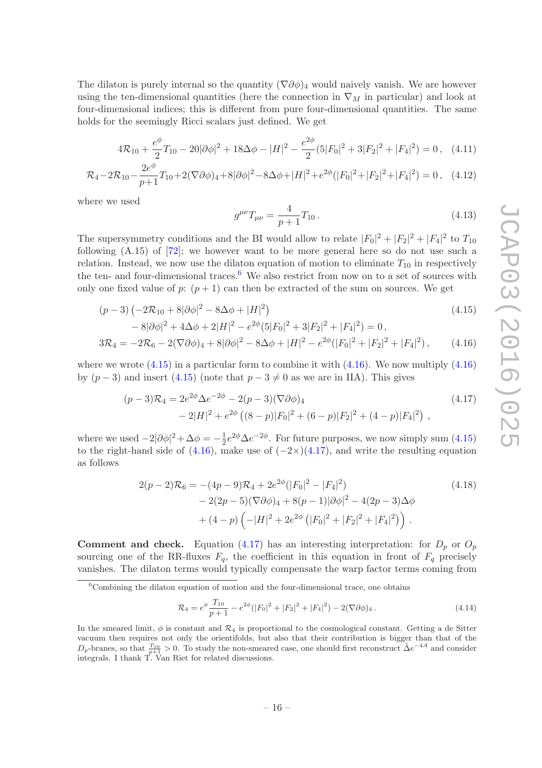The dilaton is purely internal so the quantity $(\nabla\partial\phi)_4$ would naively vanish. We are however using the ten-dimensional quantities (here the connection in $\nabla_M$ in particular) and look at four-dimensional indices; this is different from pure four-dimensional quantities. The same holds for the seemingly Ricci scalars just defined. We get

$$4\mathcal{R}_{10} + \frac{e^{\phi}}{2}T_{10} - 20|\partial\phi|^2 + 18\Delta\phi - |H|^2 - \frac{e^{2\phi}}{2}(5|F_0|^2 + 3|F_2|^2 + |F_4|^2) = 0\,, \quad (4.11)$$

$$\mathcal{R}_4 - 2\mathcal{R}_{10} - \frac{2e^{\phi}}{p+1}T_{10} + 2(\nabla\partial\phi)_4 + 8|\partial\phi|^2 - 8\Delta\phi + |H|^2 + e^{2\phi}(|F_0|^2 + |F_2|^2 + |F_4|^2) = 0\,, \quad (4.12)$$

where we used

$$g^{\mu\nu}T_{\mu\nu} = \frac{4}{p+1}T_{10}\,. \quad (4.13)$$

The supersymmetry conditions and the BI would allow to relate $|F_0|^2 + |F_2|^2 + |F_4|^2$ to $T_{10}$ following (A.15) of [72]; we however want to be more general here so do not use such a relation. Instead, we now use the dilaton equation of motion to eliminate $T_{10}$ in respectively the ten- and four-dimensional traces.[6] We also restrict from now on to a set of sources with only one fixed value of $p$: $(p+1)$ can then be extracted of the sum on sources. We get

$$\begin{aligned}
&(p-3)\left(-2\mathcal{R}_{10} + 8|\partial\phi|^2 - 8\Delta\phi + |H|^2\right) \\
&\quad - 8|\partial\phi|^2 + 4\Delta\phi + 2|H|^2 - e^{2\phi}(5|F_0|^2 + 3|F_2|^2 + |F_4|^2) = 0\,,
\end{aligned} \quad (4.15)$$

$$3\mathcal{R}_4 = -2\mathcal{R}_6 - 2(\nabla\partial\phi)_4 + 8|\partial\phi|^2 - 8\Delta\phi + |H|^2 - e^{2\phi}(|F_0|^2 + |F_2|^2 + |F_4|^2)\,, \quad (4.16)$$

where we wrote (4.15) in a particular form to combine it with (4.16). We now multiply (4.16) by $(p-3)$ and insert (4.15) (note that $p-3 \neq 0$ as we are in IIA). This gives

$$\begin{aligned}
(p-3)\mathcal{R}_4 = &\ 2e^{2\phi}\Delta e^{-2\phi} - 2(p-3)(\nabla\partial\phi)_4 \\
&- 2|H|^2 + e^{2\phi}\left((8-p)|F_0|^2 + (6-p)|F_2|^2 + (4-p)|F_4|^2\right)\,,
\end{aligned} \quad (4.17)$$

where we used $-2|\partial\phi|^2 + \Delta\phi = -\frac{1}{2}e^{2\phi}\Delta e^{-2\phi}$. For future purposes, we now simply sum (4.15) to the right-hand side of (4.16), make use of $(-2\times)$(4.17), and write the resulting equation as follows

$$\begin{aligned}
2(p-2)\mathcal{R}_6 = &-(4p-9)\mathcal{R}_4 + 2e^{2\phi}(|F_0|^2 - |F_4|^2) \\
&- 2(2p-5)(\nabla\partial\phi)_4 + 8(p-1)|\partial\phi|^2 - 4(2p-3)\Delta\phi \\
&+ (4-p)\left(-|H|^2 + 2e^{2\phi}\left(|F_0|^2 + |F_2|^2 + |F_4|^2\right)\right)\,.
\end{aligned} \quad (4.18)$$

**Comment and check.** Equation (4.17) has an interesting interpretation: for $D_p$ or $O_p$ sourcing one of the RR-fluxes $F_q$, the coefficient in this equation in front of $F_q$ precisely vanishes. The dilaton terms would typically compensate the warp factor terms coming from

---

[6] Combining the dilaton equation of motion and the four-dimensional trace, one obtains

$$\mathcal{R}_4 = e^{\phi}\frac{T_{10}}{p+1} - e^{2\phi}(|F_0|^2 + |F_2|^2 + |F_4|^2) - 2(\nabla\partial\phi)_4\,. \quad (4.14)$$

In the smeared limit, $\phi$ is constant and $\mathcal{R}_4$ is proportional to the cosmological constant. Getting a de Sitter vacuum then requires not only the orientifolds, but also that their contribution is bigger than that of the $D_p$-branes, so that $\frac{T_{10}}{p+1} > 0$. To study the non-smeared case, one should first reconstruct $\tilde{\Delta}e^{-4A}$ and consider integrals. I thank T. Van Riet for related discussions.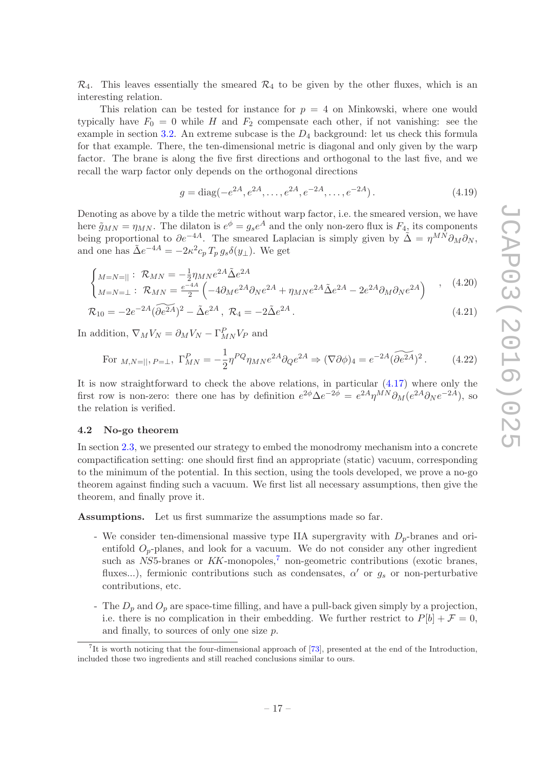$\mathcal{R}_4$. This leaves essentially the smeared $\mathcal{R}_4$ to be given by the other fluxes, which is an interesting relation.

This relation can be tested for instance for $p = 4$ on Minkowski, where one would typically have $F_0 = 0$ while $H$ and $F_2$ compensate each other, if not vanishing: see the example in section 3.2. An extreme subcase is the $D_4$ background: let us check this formula for that example. There, the ten-dimensional metric is diagonal and only given by the warp factor. The brane is along the five first directions and orthogonal to the last five, and we recall the warp factor only depends on the orthogonal directions

$$g = \text{diag}(-e^{2A}, e^{2A}, \ldots, e^{2A}, e^{-2A}, \ldots, e^{-2A})\,. \tag{4.19}$$

Denoting as above by a tilde the metric without warp factor, i.e. the smeared version, we have here $\tilde{g}_{MN} = \eta_{MN}$. The dilaton is $e^{\phi} = g_s e^{A}$ and the only non-zero flux is $F_4$, its components being proportional to $\partial e^{-4A}$. The smeared Laplacian is simply given by $\tilde{\Delta} = \eta^{MN}\partial_M \partial_N$, and one has $\tilde{\Delta} e^{-4A} = -2\kappa^2 c_p T_p g_s \delta(y_\perp)$. We get

$$\begin{cases} {}_{M=N=||}: \ \mathcal{R}_{MN} = -\frac{1}{2}\eta_{MN} e^{2A} \tilde{\Delta} e^{2A} \\ {}_{M=N=\perp}: \ \mathcal{R}_{MN} = \frac{e^{-4A}}{2}\left(-4\partial_M e^{2A}\partial_N e^{2A} + \eta_{MN} e^{2A}\tilde{\Delta} e^{2A} - 2e^{2A}\partial_M\partial_N e^{2A}\right) \end{cases} , \tag{4.20}$$

$$\mathcal{R}_{10} = -2e^{-2A}(\widetilde{\partial e^{2A}})^2 - \tilde{\Delta} e^{2A}\,, \ \mathcal{R}_4 = -2\tilde{\Delta} e^{2A}\,. \tag{4.21}$$

In addition, $\nabla_M V_N = \partial_M V_N - \Gamma^P_{MN} V_P$ and

$$\text{For } {}_{M,N=||,\, P=\perp},\ \Gamma^P_{MN} = -\frac{1}{2}\eta^{PQ}\eta_{MN} e^{2A}\partial_Q e^{2A} \Rightarrow (\nabla\partial\phi)_4 = e^{-2A}(\widetilde{\partial e^{2A}})^2\,. \tag{4.22}$$

It is now straightforward to check the above relations, in particular (4.17) where only the first row is non-zero: there one has by definition $e^{2\phi}\Delta e^{-2\phi} = e^{2A}\eta^{MN}\partial_M(e^{2A}\partial_N e^{-2A})$, so the relation is verified.

### 4.2 No-go theorem

In section 2.3, we presented our strategy to embed the monodromy mechanism into a concrete compactification setting: one should first find an appropriate (static) vacuum, corresponding to the minimum of the potential. In this section, using the tools developed, we prove a no-go theorem against finding such a vacuum. We first list all necessary assumptions, then give the theorem, and finally prove it.

**Assumptions.** Let us first summarize the assumptions made so far.

- We consider ten-dimensional massive type IIA supergravity with $D_p$-branes and orientifold $O_p$-planes, and look for a vacuum. We do not consider any other ingredient such as $NS5$-branes or $KK$-monopoles,[7] non-geometric contributions (exotic branes, fluxes...), fermionic contributions such as condensates, $\alpha'$ or $g_s$ or non-perturbative contributions, etc.
- The $D_p$ and $O_p$ are space-time filling, and have a pull-back given simply by a projection, i.e. there is no complication in their embedding. We further restrict to $P[b] + \mathcal{F} = 0$, and finally, to sources of only one size $p$.

[7] It is worth noticing that the four-dimensional approach of [73], presented at the end of the Introduction, included those two ingredients and still reached conclusions similar to ours.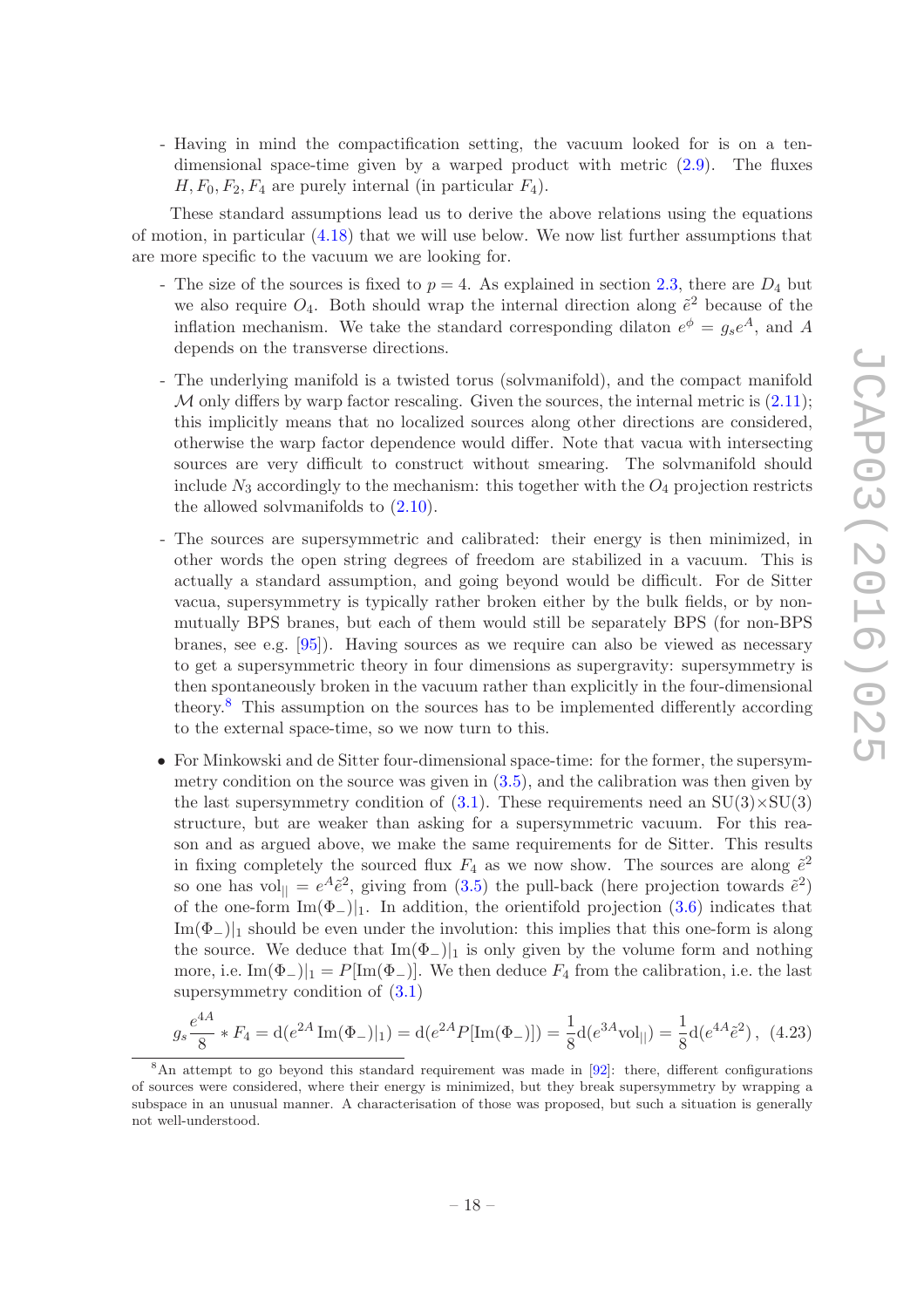- Having in mind the compactification setting, the vacuum looked for is on a ten-dimensional space-time given by a warped product with metric (2.9). The fluxes $H, F_0, F_2, F_4$ are purely internal (in particular $F_4$).

These standard assumptions lead us to derive the above relations using the equations of motion, in particular (4.18) that we will use below. We now list further assumptions that are more specific to the vacuum we are looking for.

- The size of the sources is fixed to $p = 4$. As explained in section 2.3, there are $D_4$ but we also require $O_4$. Both should wrap the internal direction along $\tilde{e}^2$ because of the inflation mechanism. We take the standard corresponding dilaton $e^{\phi} = g_s e^A$, and $A$ depends on the transverse directions.

- The underlying manifold is a twisted torus (solvmanifold), and the compact manifold $\mathcal{M}$ only differs by warp factor rescaling. Given the sources, the internal metric is (2.11); this implicitly means that no localized sources along other directions are considered, otherwise the warp factor dependence would differ. Note that vacua with intersecting sources are very difficult to construct without smearing. The solvmanifold should include $N_3$ accordingly to the mechanism: this together with the $O_4$ projection restricts the allowed solvmanifolds to (2.10).

- The sources are supersymmetric and calibrated: their energy is then minimized, in other words the open string degrees of freedom are stabilized in a vacuum. This is actually a standard assumption, and going beyond would be difficult. For de Sitter vacua, supersymmetry is typically rather broken either by the bulk fields, or by non-mutually BPS branes, but each of them would still be separately BPS (for non-BPS branes, see e.g. [95]). Having sources as we require can also be viewed as necessary to get a supersymmetric theory in four dimensions as supergravity: supersymmetry is then spontaneously broken in the vacuum rather than explicitly in the four-dimensional theory.[8] This assumption on the sources has to be implemented differently according to the external space-time, so we now turn to this.

- For Minkowski and de Sitter four-dimensional space-time: for the former, the supersymmetry condition on the source was given in (3.5), and the calibration was then given by the last supersymmetry condition of (3.1). These requirements need an SU(3)×SU(3) structure, but are weaker than asking for a supersymmetric vacuum. For this reason and as argued above, we make the same requirements for de Sitter. This results in fixing completely the sourced flux $F_4$ as we now show. The sources are along $\tilde{e}^2$ so one has $\mathrm{vol}_{||} = e^A \tilde{e}^2$, giving from (3.5) the pull-back (here projection towards $\tilde{e}^2$) of the one-form $\mathrm{Im}(\Phi_-)|_1$. In addition, the orientifold projection (3.6) indicates that $\mathrm{Im}(\Phi_-)|_1$ should be even under the involution: this implies that this one-form is along the source. We deduce that $\mathrm{Im}(\Phi_-)|_1$ is only given by the volume form and nothing more, i.e. $\mathrm{Im}(\Phi_-)|_1 = P[\mathrm{Im}(\Phi_-)]$. We then deduce $F_4$ from the calibration, i.e. the last supersymmetry condition of (3.1)

$$g_s \frac{e^{4A}}{8} * F_4 = \mathrm{d}(e^{2A}\, \mathrm{Im}(\Phi_-)|_1) = \mathrm{d}(e^{2A} P[\mathrm{Im}(\Phi_-)]) = \frac{1}{8}\mathrm{d}(e^{3A}\mathrm{vol}_{||}) = \frac{1}{8}\mathrm{d}(e^{4A}\tilde{e}^2)\,, \quad (4.23)$$

[8] An attempt to go beyond this standard requirement was made in [92]: there, different configurations of sources were considered, where their energy is minimized, but they break supersymmetry by wrapping a subspace in an unusual manner. A characterisation of those was proposed, but such a situation is generally not well-understood.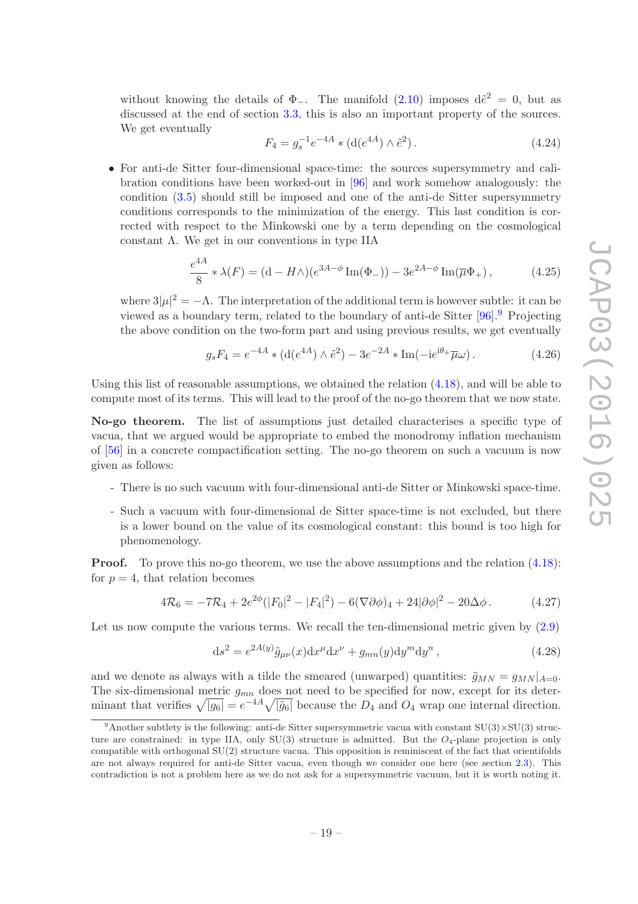without knowing the details of $\Phi_-$. The manifold (2.10) imposes $\mathrm{d}\tilde{e}^2 = 0$, but as discussed at the end of section 3.3, this is also an important property of the sources. We get eventually

$$F_4 = g_s^{-1} e^{-4A} * (\mathrm{d}(e^{4A}) \wedge \tilde{e}^2)\,. \tag{4.24}$$

- For anti-de Sitter four-dimensional space-time: the sources supersymmetry and calibration conditions have been worked-out in [96] and work somehow analogously: the condition (3.5) should still be imposed and one of the anti-de Sitter supersymmetry conditions corresponds to the minimization of the energy. This last condition is corrected with respect to the Minkowski one by a term depending on the cosmological constant $\Lambda$. We get in our conventions in type IIA

$$\frac{e^{4A}}{8} * \lambda(F) = (\mathrm{d} - H\wedge)(e^{3A-\phi}\,\mathrm{Im}(\Phi_-)) - 3e^{2A-\phi}\,\mathrm{Im}(\overline{\mu}\Phi_+)\,, \tag{4.25}$$

where $3|\mu|^2 = -\Lambda$. The interpretation of the additional term is however subtle: it can be viewed as a boundary term, related to the boundary of anti-de Sitter [96].[9] Projecting the above condition on the two-form part and using previous results, we get eventually

$$g_s F_4 = e^{-4A} * (\mathrm{d}(e^{4A}) \wedge \tilde{e}^2) - 3e^{-2A} * \mathrm{Im}(-\mathrm{i}e^{\mathrm{i}\theta_+}\overline{\mu}\omega)\,. \tag{4.26}$$

Using this list of reasonable assumptions, we obtained the relation (4.18), and will be able to compute most of its terms. This will lead to the proof of the no-go theorem that we now state.

**No-go theorem.** The list of assumptions just detailed characterises a specific type of vacua, that we argued would be appropriate to embed the monodromy inflation mechanism of [56] in a concrete compactification setting. The no-go theorem on such a vacuum is now given as follows:

- There is no such vacuum with four-dimensional anti-de Sitter or Minkowski space-time.
- Such a vacuum with four-dimensional de Sitter space-time is not excluded, but there is a lower bound on the value of its cosmological constant: this bound is too high for phenomenology.

**Proof.** To prove this no-go theorem, we use the above assumptions and the relation (4.18): for $p = 4$, that relation becomes

$$4\mathcal{R}_6 = -7\mathcal{R}_4 + 2e^{2\phi}(|F_0|^2 - |F_4|^2) - 6(\nabla\partial\phi)_4 + 24|\partial\phi|^2 - 20\Delta\phi\,. \tag{4.27}$$

Let us now compute the various terms. We recall the ten-dimensional metric given by (2.9)

$$\mathrm{d}s^2 = e^{2A(y)}\tilde{g}_{\mu\nu}(x)\mathrm{d}x^\mu \mathrm{d}x^\nu + g_{mn}(y)\mathrm{d}y^m \mathrm{d}y^n\,, \tag{4.28}$$

and we denote as always with a tilde the smeared (unwarped) quantities: $\tilde{g}_{MN} = g_{MN}|_{A=0}$. The six-dimensional metric $g_{mn}$ does not need to be specified for now, except for its determinant that verifies $\sqrt{|g_6|} = e^{-4A}\sqrt{|\tilde{g}_6|}$ because the $D_4$ and $O_4$ wrap one internal direction.

[9] Another subtlety is the following: anti-de Sitter supersymmetric vacua with constant SU(3)×SU(3) structure are constrained: in type IIA, only SU(3) structure is admitted. But the $O_4$-plane projection is only compatible with orthogonal SU(2) structure vacua. This opposition is reminiscent of the fact that orientifolds are not always required for anti-de Sitter vacua, even though we consider one here (see section 2.3). This contradiction is not a problem here as we do not ask for a supersymmetric vacuum, but it is worth noting it.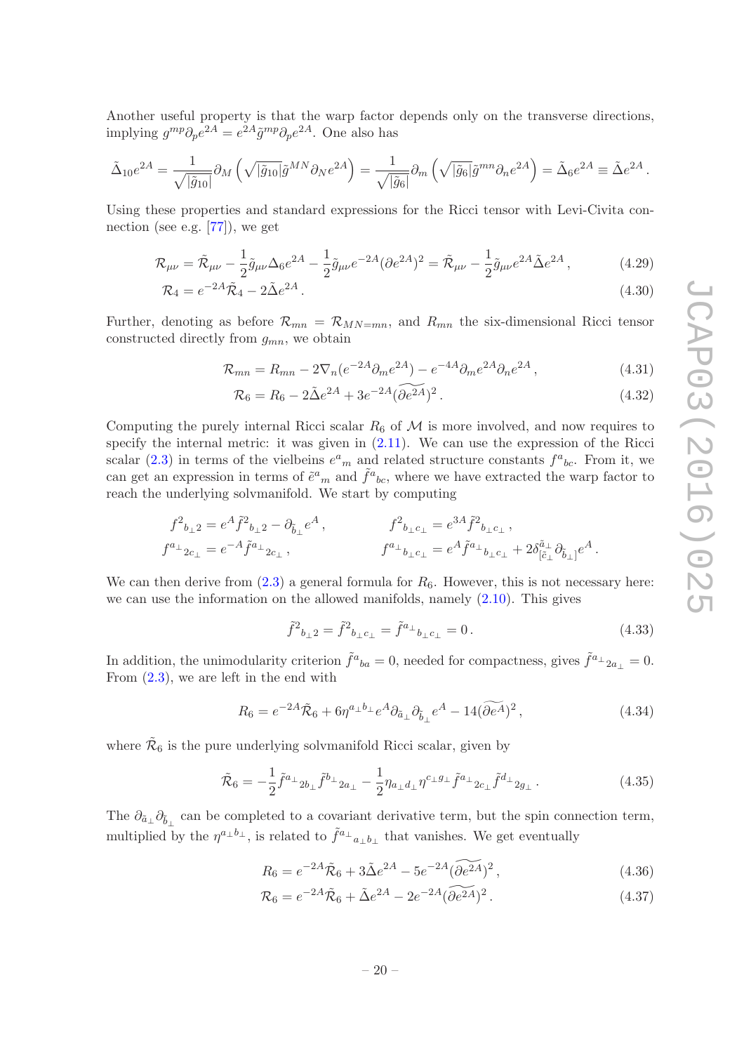Another useful property is that the warp factor depends only on the transverse directions, implying $g^{mp}\partial_p e^{2A} = e^{2A}\tilde{g}^{mp}\partial_p e^{2A}$. One also has

$$\tilde{\Delta}_{10} e^{2A} = \frac{1}{\sqrt{|\tilde{g}_{10}|}}\partial_M\left(\sqrt{|\tilde{g}_{10}|}\tilde{g}^{MN}\partial_N e^{2A}\right) = \frac{1}{\sqrt{|\tilde{g}_6|}}\partial_m\left(\sqrt{|\tilde{g}_6|}\tilde{g}^{mn}\partial_n e^{2A}\right) = \tilde{\Delta}_6 e^{2A} \equiv \tilde{\Delta} e^{2A} .$$

Using these properties and standard expressions for the Ricci tensor with Levi-Civita connection (see e.g. [77]), we get

$$\mathcal{R}_{\mu\nu} = \tilde{\mathcal{R}}_{\mu\nu} - \frac{1}{2}\tilde{g}_{\mu\nu}\Delta_6 e^{2A} - \frac{1}{2}\tilde{g}_{\mu\nu}e^{-2A}(\partial e^{2A})^2 = \tilde{\mathcal{R}}_{\mu\nu} - \frac{1}{2}\tilde{g}_{\mu\nu}e^{2A}\tilde{\Delta} e^{2A} , \tag{4.29}$$

$$\mathcal{R}_4 = e^{-2A}\tilde{\mathcal{R}}_4 - 2\tilde{\Delta} e^{2A} . \tag{4.30}$$

Further, denoting as before $\mathcal{R}_{mn} = \mathcal{R}_{MN=mn}$, and $R_{mn}$ the six-dimensional Ricci tensor constructed directly from $g_{mn}$, we obtain

$$\mathcal{R}_{mn} = R_{mn} - 2\nabla_n(e^{-2A}\partial_m e^{2A}) - e^{-4A}\partial_m e^{2A}\partial_n e^{2A} , \tag{4.31}$$

$$\mathcal{R}_6 = R_6 - 2\tilde{\Delta} e^{2A} + 3e^{-2A}(\widetilde{\partial e^{2A}})^2 . \tag{4.32}$$

Computing the purely internal Ricci scalar $R_6$ of $\mathcal{M}$ is more involved, and now requires to specify the internal metric: it was given in (2.11). We can use the expression of the Ricci scalar (2.3) in terms of the vielbeins $e^a{}_m$ and related structure constants $f^a{}_{bc}$. From it, we can get an expression in terms of $\tilde{e}^a{}_m$ and $\tilde{f}^a{}_{bc}$, where we have extracted the warp factor to reach the underlying solvmanifold. We start by computing

$$\begin{aligned}
&f^2{}_{b_\perp 2} = e^A \tilde{f}^2{}_{b_\perp 2} - \partial_{\tilde{b}_\perp} e^A , && f^2{}_{b_\perp c_\perp} = e^{3A}\tilde{f}^2{}_{b_\perp c_\perp} ,\\
&f^{a_\perp}{}_{2c_\perp} = e^{-A}\tilde{f}^{a_\perp}{}_{2c_\perp} , && f^{a_\perp}{}_{b_\perp c_\perp} = e^A \tilde{f}^{a_\perp}{}_{b_\perp c_\perp} + 2\delta^{\tilde{a}_\perp}_{[\tilde{c}_\perp}\partial_{\tilde{b}_\perp]} e^A .
\end{aligned}$$

We can then derive from (2.3) a general formula for $R_6$. However, this is not necessary here: we can use the information on the allowed manifolds, namely (2.10). This gives

$$\tilde{f}^2{}_{b_\perp 2} = \tilde{f}^2{}_{b_\perp c_\perp} = \tilde{f}^{a_\perp}{}_{b_\perp c_\perp} = 0 . \tag{4.33}$$

In addition, the unimodularity criterion $\tilde{f}^a{}_{ba} = 0$, needed for compactness, gives $\tilde{f}^{a_\perp}{}_{2a_\perp} = 0$. From (2.3), we are left in the end with

$$R_6 = e^{-2A}\tilde{\mathcal{R}}_6 + 6\eta^{a_\perp b_\perp}e^A\partial_{\tilde{a}_\perp}\partial_{\tilde{b}_\perp}e^A - 14(\widetilde{\partial e^A})^2 , \tag{4.34}$$

where $\tilde{\mathcal{R}}_6$ is the pure underlying solvmanifold Ricci scalar, given by

$$\tilde{\mathcal{R}}_6 = -\frac{1}{2}\tilde{f}^{a_\perp}{}_{2b_\perp}\tilde{f}^{b_\perp}{}_{2a_\perp} - \frac{1}{2}\eta_{a_\perp d_\perp}\eta^{c_\perp g_\perp}\tilde{f}^{a_\perp}{}_{2c_\perp}\tilde{f}^{d_\perp}{}_{2g_\perp} . \tag{4.35}$$

The $\partial_{\tilde{a}_\perp}\partial_{\tilde{b}_\perp}$ can be completed to a covariant derivative term, but the spin connection term, multiplied by the $\eta^{a_\perp b_\perp}$, is related to $\tilde{f}^{a_\perp}{}_{a_\perp b_\perp}$ that vanishes. We get eventually

$$R_6 = e^{-2A}\tilde{\mathcal{R}}_6 + 3\tilde{\Delta} e^{2A} - 5e^{-2A}(\widetilde{\partial e^{2A}})^2 , \tag{4.36}$$

$$\mathcal{R}_6 = e^{-2A}\tilde{\mathcal{R}}_6 + \tilde{\Delta} e^{2A} - 2e^{-2A}(\widetilde{\partial e^{2A}})^2 . \tag{4.37}$$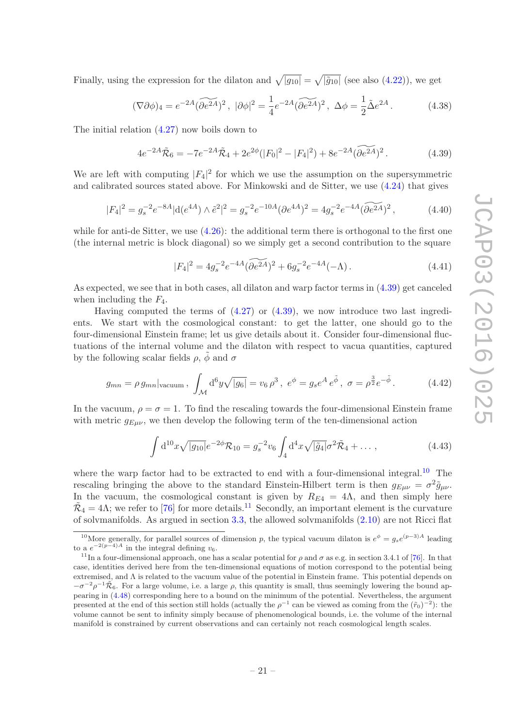Finally, using the expression for the dilaton and $\sqrt{|g_{10}|} = \sqrt{|\tilde{g}_{10}|}$ (see also (4.22)), we get

$$(\nabla\partial\phi)_4 = e^{-2A}(\widetilde{\partial e^{2A}})^2\,,\ |\partial\phi|^2 = \frac{1}{4}e^{-2A}(\widetilde{\partial e^{2A}})^2\,,\ \Delta\phi = \frac{1}{2}\tilde{\Delta}e^{2A}\,. \tag{4.38}$$

The initial relation (4.27) now boils down to

$$4e^{-2A}\tilde{\mathcal{R}}_6 = -7e^{-2A}\tilde{\mathcal{R}}_4 + 2e^{2\phi}(|F_0|^2 - |F_4|^2) + 8e^{-2A}(\widetilde{\partial e^{2A}})^2\,. \tag{4.39}$$

We are left with computing $|F_4|^2$ for which we use the assumption on the supersymmetric and calibrated sources stated above. For Minkowski and de Sitter, we use (4.24) that gives

$$|F_4|^2 = g_s^{-2}e^{-8A}|\mathrm{d}(e^{4A})\wedge\tilde{e}^2|^2 = g_s^{-2}e^{-10A}(\partial e^{4A})^2 = 4g_s^{-2}e^{-4A}(\widetilde{\partial e^{2A}})^2\,, \tag{4.40}$$

while for anti-de Sitter, we use (4.26): the additional term there is orthogonal to the first one (the internal metric is block diagonal) so we simply get a second contribution to the square

$$|F_4|^2 = 4g_s^{-2}e^{-4A}(\widetilde{\partial e^{2A}})^2 + 6g_s^{-2}e^{-4A}(-\Lambda)\,. \tag{4.41}$$

As expected, we see that in both cases, all dilaton and warp factor terms in (4.39) get canceled when including the $F_4$.

Having computed the terms of (4.27) or (4.39), we now introduce two last ingredients. We start with the cosmological constant: to get the latter, one should go to the four-dimensional Einstein frame; let us give details about it. Consider four-dimensional fluctuations of the internal volume and the dilaton with respect to vacua quantities, captured by the following scalar fields $\rho$, $\tilde{\phi}$ and $\sigma$

$$g_{mn} = \rho\, g_{mn}|_{\text{vacuum}}\,,\ \int_{\mathcal{M}}\mathrm{d}^6y\sqrt{|g_6|} = v_6\,\rho^3\,,\ e^{\phi} = g_s e^{A}\,e^{\tilde{\phi}}\,,\ \sigma = \rho^{\frac{3}{2}}e^{-\tilde{\phi}}\,. \tag{4.42}$$

In the vacuum, $\rho = \sigma = 1$. To find the rescaling towards the four-dimensional Einstein frame with metric $g_{E\mu\nu}$, we then develop the following term of the ten-dimensional action

$$\int \mathrm{d}^{10}x\sqrt{|g_{10}|}e^{-2\phi}\mathcal{R}_{10} = g_s^{-2}v_6\int_4 \mathrm{d}^4x\sqrt{|\tilde{g}_4|}\sigma^2\tilde{\mathcal{R}}_4 + \dots\,, \tag{4.43}$$

where the warp factor had to be extracted to end with a four-dimensional integral.[10] The rescaling bringing the above to the standard Einstein-Hilbert term is then $g_{E\mu\nu} = \sigma^2\tilde{g}_{\mu\nu}$. In the vacuum, the cosmological constant is given by $R_{E4} = 4\Lambda$, and then simply here $\tilde{\mathcal{R}}_4 = 4\Lambda$; we refer to [76] for more details.[11] Secondly, an important element is the curvature of solvmanifolds. As argued in section 3.3, the allowed solvmanifolds (2.10) are not Ricci flat

[10] More generally, for parallel sources of dimension $p$, the typical vacuum dilaton is $e^{\phi} = g_s e^{(p-3)A}$ leading to a $e^{-2(p-4)A}$ in the integral defining $v_6$.

[11] In a four-dimensional approach, one has a scalar potential for $\rho$ and $\sigma$ as e.g. in section 3.4.1 of [76]. In that case, identities derived here from the ten-dimensional equations of motion correspond to the potential being extremised, and $\Lambda$ is related to the vacuum value of the potential in Einstein frame. This potential depends on $-\sigma^{-2}\rho^{-1}\tilde{\mathcal{R}}_6$. For a large volume, i.e. a large $\rho$, this quantity is small, thus seemingly lowering the bound appearing in (4.48) corresponding here to a bound on the minimum of the potential. Nevertheless, the argument presented at the end of this section still holds (actually the $\rho^{-1}$ can be viewed as coming from the $(\tilde{r}_0)^{-2}$): the volume cannot be sent to infinity simply because of phenomenological bounds, i.e. the volume of the internal manifold is constrained by current observations and can certainly not reach cosmological length scales.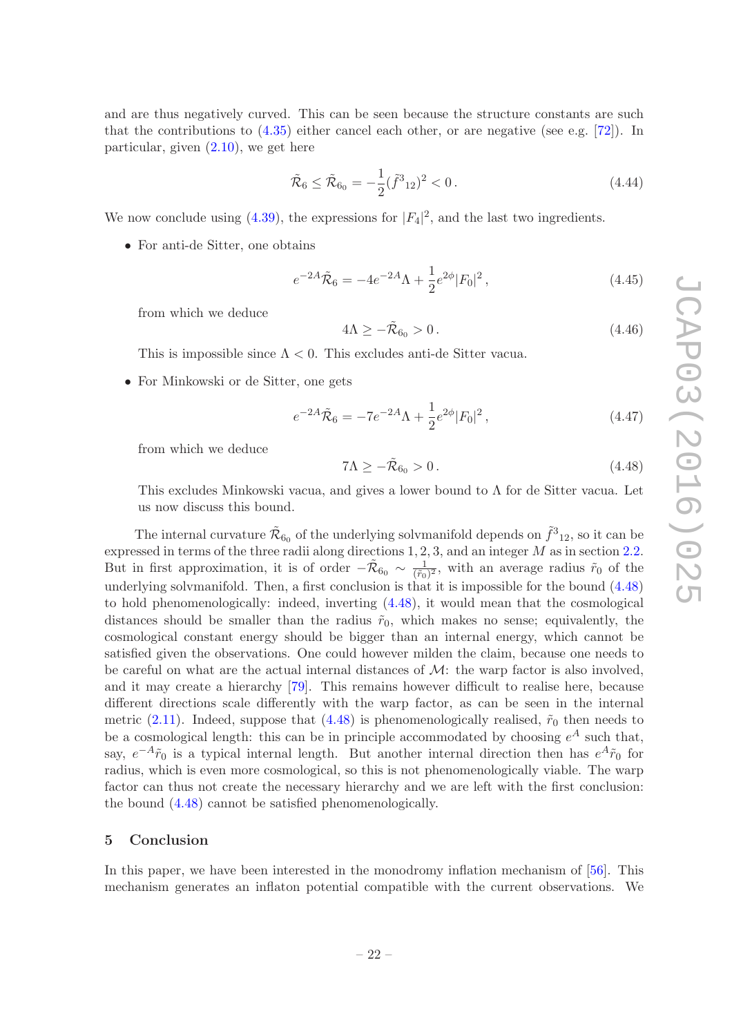and are thus negatively curved. This can be seen because the structure constants are such that the contributions to (4.35) either cancel each other, or are negative (see e.g. [72]). In particular, given (2.10), we get here

$$\tilde{\mathcal{R}}_6 \leq \tilde{\mathcal{R}}_{6_0} = -\frac{1}{2}(\tilde{f}^3{}_{12})^2 < 0\,. \tag{4.44}$$

We now conclude using (4.39), the expressions for $|F_4|^2$, and the last two ingredients.

- For anti-de Sitter, one obtains

$$e^{-2A}\tilde{\mathcal{R}}_6 = -4e^{-2A}\Lambda + \frac{1}{2}e^{2\phi}|F_0|^2\,, \tag{4.45}$$

  from which we deduce

$$4\Lambda \geq -\tilde{\mathcal{R}}_{6_0} > 0\,. \tag{4.46}$$

  This is impossible since $\Lambda < 0$. This excludes anti-de Sitter vacua.

- For Minkowski or de Sitter, one gets

$$e^{-2A}\tilde{\mathcal{R}}_6 = -7e^{-2A}\Lambda + \frac{1}{2}e^{2\phi}|F_0|^2\,, \tag{4.47}$$

  from which we deduce

$$7\Lambda \geq -\tilde{\mathcal{R}}_{6_0} > 0\,. \tag{4.48}$$

  This excludes Minkowski vacua, and gives a lower bound to $\Lambda$ for de Sitter vacua. Let us now discuss this bound.

The internal curvature $\tilde{\mathcal{R}}_{6_0}$ of the underlying solvmanifold depends on $\tilde{f}^3{}_{12}$, so it can be expressed in terms of the three radii along directions 1, 2, 3, and an integer $M$ as in section 2.2. But in first approximation, it is of order $-\tilde{\mathcal{R}}_{6_0} \sim \frac{1}{(\tilde{r}_0)^2}$, with an average radius $\tilde{r}_0$ of the underlying solvmanifold. Then, a first conclusion is that it is impossible for the bound (4.48) to hold phenomenologically: indeed, inverting (4.48), it would mean that the cosmological distances should be smaller than the radius $\tilde{r}_0$, which makes no sense; equivalently, the cosmological constant energy should be bigger than an internal energy, which cannot be satisfied given the observations. One could however milden the claim, because one needs to be careful on what are the actual internal distances of $\mathcal{M}$: the warp factor is also involved, and it may create a hierarchy [79]. This remains however difficult to realise here, because different directions scale differently with the warp factor, as can be seen in the internal metric (2.11). Indeed, suppose that (4.48) is phenomenologically realised, $\tilde{r}_0$ then needs to be a cosmological length: this can be in principle accommodated by choosing $e^A$ such that, say, $e^{-A}\tilde{r}_0$ is a typical internal length. But another internal direction then has $e^A\tilde{r}_0$ for radius, which is even more cosmological, so this is not phenomenologically viable. The warp factor can thus not create the necessary hierarchy and we are left with the first conclusion: the bound (4.48) cannot be satisfied phenomenologically.

## 5 Conclusion

In this paper, we have been interested in the monodromy inflation mechanism of [56]. This mechanism generates an inflaton potential compatible with the current observations. We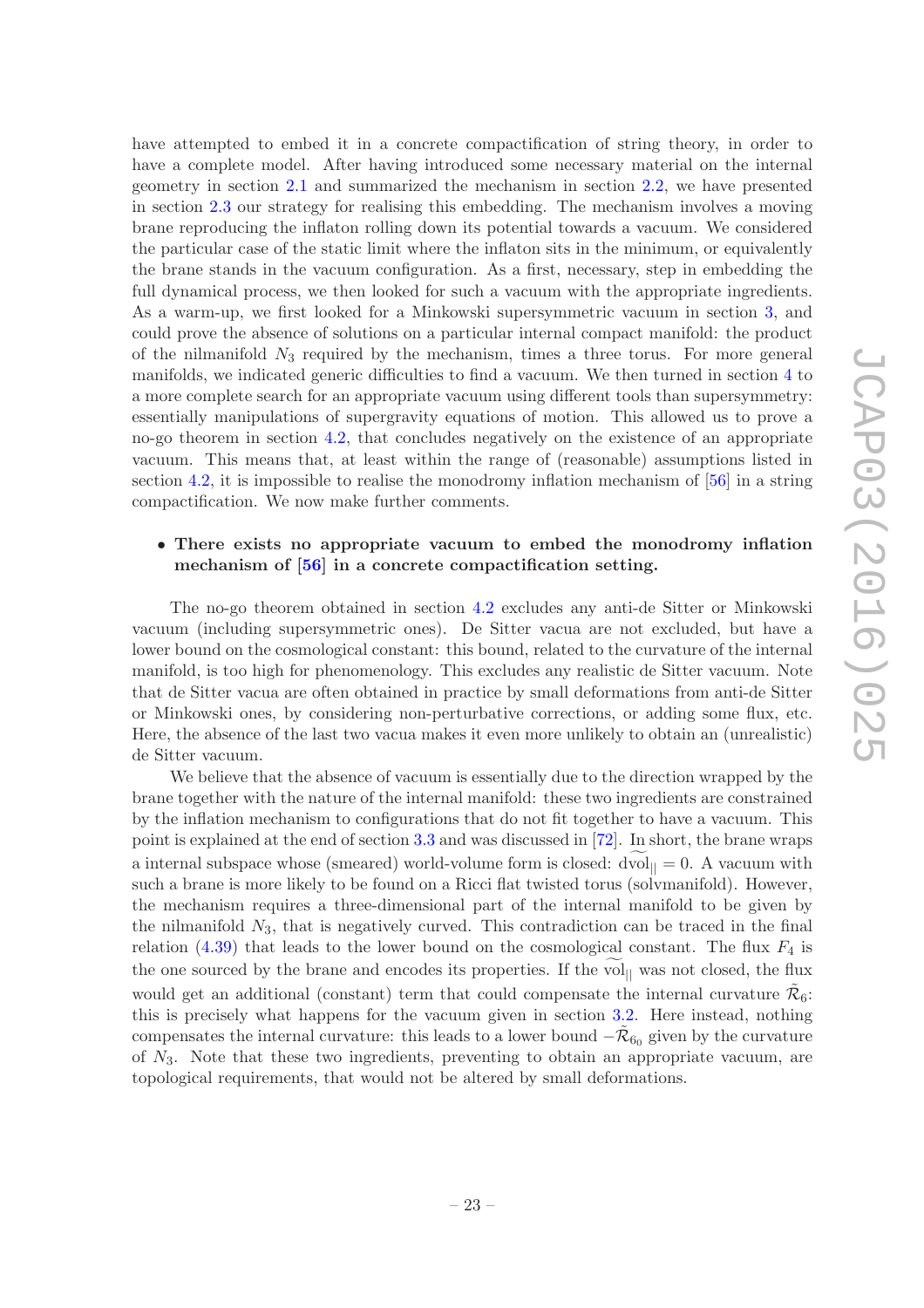have attempted to embed it in a concrete compactification of string theory, in order to have a complete model. After having introduced some necessary material on the internal geometry in section 2.1 and summarized the mechanism in section 2.2, we have presented in section 2.3 our strategy for realising this embedding. The mechanism involves a moving brane reproducing the inflaton rolling down its potential towards a vacuum. We considered the particular case of the static limit where the inflaton sits in the minimum, or equivalently the brane stands in the vacuum configuration. As a first, necessary, step in embedding the full dynamical process, we then looked for such a vacuum with the appropriate ingredients. As a warm-up, we first looked for a Minkowski supersymmetric vacuum in section 3, and could prove the absence of solutions on a particular internal compact manifold: the product of the nilmanifold $N_3$ required by the mechanism, times a three torus. For more general manifolds, we indicated generic difficulties to find a vacuum. We then turned in section 4 to a more complete search for an appropriate vacuum using different tools than supersymmetry: essentially manipulations of supergravity equations of motion. This allowed us to prove a no-go theorem in section 4.2, that concludes negatively on the existence of an appropriate vacuum. This means that, at least within the range of (reasonable) assumptions listed in section 4.2, it is impossible to realise the monodromy inflation mechanism of [56] in a string compactification. We now make further comments.

- **There exists no appropriate vacuum to embed the monodromy inflation mechanism of [56] in a concrete compactification setting.**

The no-go theorem obtained in section 4.2 excludes any anti-de Sitter or Minkowski vacuum (including supersymmetric ones). De Sitter vacua are not excluded, but have a lower bound on the cosmological constant: this bound, related to the curvature of the internal manifold, is too high for phenomenology. This excludes any realistic de Sitter vacuum. Note that de Sitter vacua are often obtained in practice by small deformations from anti-de Sitter or Minkowski ones, by considering non-perturbative corrections, or adding some flux, etc. Here, the absence of the last two vacua makes it even more unlikely to obtain an (unrealistic) de Sitter vacuum.

We believe that the absence of vacuum is essentially due to the direction wrapped by the brane together with the nature of the internal manifold: these two ingredients are constrained by the inflation mechanism to configurations that do not fit together to have a vacuum. This point is explained at the end of section 3.3 and was discussed in [72]. In short, the brane wraps a internal subspace whose (smeared) world-volume form is closed: $d\widetilde{\mathrm{vol}}_{||} = 0$. A vacuum with such a brane is more likely to be found on a Ricci flat twisted torus (solvmanifold). However, the mechanism requires a three-dimensional part of the internal manifold to be given by the nilmanifold $N_3$, that is negatively curved. This contradiction can be traced in the final relation (4.39) that leads to the lower bound on the cosmological constant. The flux $F_4$ is the one sourced by the brane and encodes its properties. If the $\widetilde{\mathrm{vol}}_{||}$ was not closed, the flux would get an additional (constant) term that could compensate the internal curvature $\tilde{\mathcal{R}}_6$: this is precisely what happens for the vacuum given in section 3.2. Here instead, nothing compensates the internal curvature: this leads to a lower bound $-\tilde{\mathcal{R}}_{6_0}$ given by the curvature of $N_3$. Note that these two ingredients, preventing to obtain an appropriate vacuum, are topological requirements, that would not be altered by small deformations.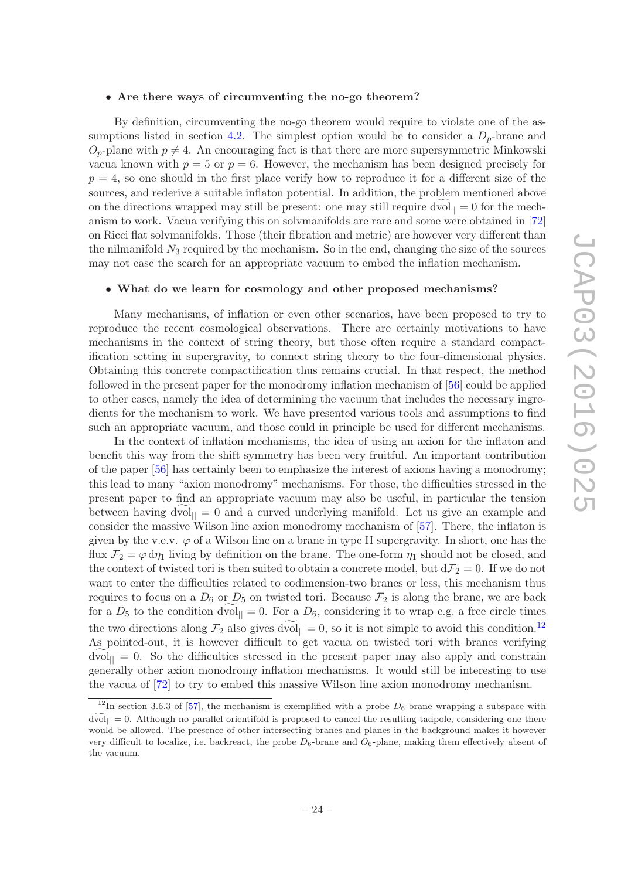- **Are there ways of circumventing the no-go theorem?**

By definition, circumventing the no-go theorem would require to violate one of the assumptions listed in section 4.2. The simplest option would be to consider a $D_p$-brane and $O_p$-plane with $p \neq 4$. An encouraging fact is that there are more supersymmetric Minkowski vacua known with $p = 5$ or $p = 6$. However, the mechanism has been designed precisely for $p = 4$, so one should in the first place verify how to reproduce it for a different size of the sources, and rederive a suitable inflaton potential. In addition, the problem mentioned above on the directions wrapped may still be present: one may still require $\widetilde{\mathrm{dvol}_{||}} = 0$ for the mechanism to work. Vacua verifying this on solvmanifolds are rare and some were obtained in [72] on Ricci flat solvmanifolds. Those (their fibration and metric) are however very different than the nilmanifold $N_3$ required by the mechanism. So in the end, changing the size of the sources may not ease the search for an appropriate vacuum to embed the inflation mechanism.

- **What do we learn for cosmology and other proposed mechanisms?**

Many mechanisms, of inflation or even other scenarios, have been proposed to try to reproduce the recent cosmological observations. There are certainly motivations to have mechanisms in the context of string theory, but those often require a standard compactification setting in supergravity, to connect string theory to the four-dimensional physics. Obtaining this concrete compactification thus remains crucial. In that respect, the method followed in the present paper for the monodromy inflation mechanism of [56] could be applied to other cases, namely the idea of determining the vacuum that includes the necessary ingredients for the mechanism to work. We have presented various tools and assumptions to find such an appropriate vacuum, and those could in principle be used for different mechanisms.

In the context of inflation mechanisms, the idea of using an axion for the inflaton and benefit this way from the shift symmetry has been very fruitful. An important contribution of the paper [56] has certainly been to emphasize the interest of axions having a monodromy; this lead to many "axion monodromy" mechanisms. For those, the difficulties stressed in the present paper to find an appropriate vacuum may also be useful, in particular the tension between having $\widetilde{\mathrm{dvol}_{||}} = 0$ and a curved underlying manifold. Let us give an example and consider the massive Wilson line axion monodromy mechanism of [57]. There, the inflaton is given by the v.e.v. $\varphi$ of a Wilson line on a brane in type II supergravity. In short, one has the flux $\mathcal{F}_2 = \varphi\, \mathrm{d}\eta_1$ living by definition on the brane. The one-form $\eta_1$ should not be closed, and the context of twisted tori is then suited to obtain a concrete model, but $\mathrm{d}\mathcal{F}_2 = 0$. If we do not want to enter the difficulties related to codimension-two branes or less, this mechanism thus requires to focus on a $D_6$ or $D_5$ on twisted tori. Because $\mathcal{F}_2$ is along the brane, we are back for a $D_5$ to the condition $\widetilde{\mathrm{dvol}_{||}} = 0$. For a $D_6$, considering it to wrap e.g. a free circle times the two directions along $\mathcal{F}_2$ also gives $\widetilde{\mathrm{dvol}_{||}} = 0$, so it is not simple to avoid this condition.[12] As pointed-out, it is however difficult to get vacua on twisted tori with branes verifying $\widetilde{\mathrm{dvol}_{||}} = 0$. So the difficulties stressed in the present paper may also apply and constrain generally other axion monodromy inflation mechanisms. It would still be interesting to use the vacua of [72] to try to embed this massive Wilson line axion monodromy mechanism.

[12] In section 3.6.3 of [57], the mechanism is exemplified with a probe $D_6$-brane wrapping a subspace with $\widetilde{\mathrm{dvol}_{||}} = 0$. Although no parallel orientifold is proposed to cancel the resulting tadpole, considering one there would be allowed. The presence of other intersecting branes and planes in the background makes it however very difficult to localize, i.e. backreact, the probe $D_6$-brane and $O_6$-plane, making them effectively absent of the vacuum.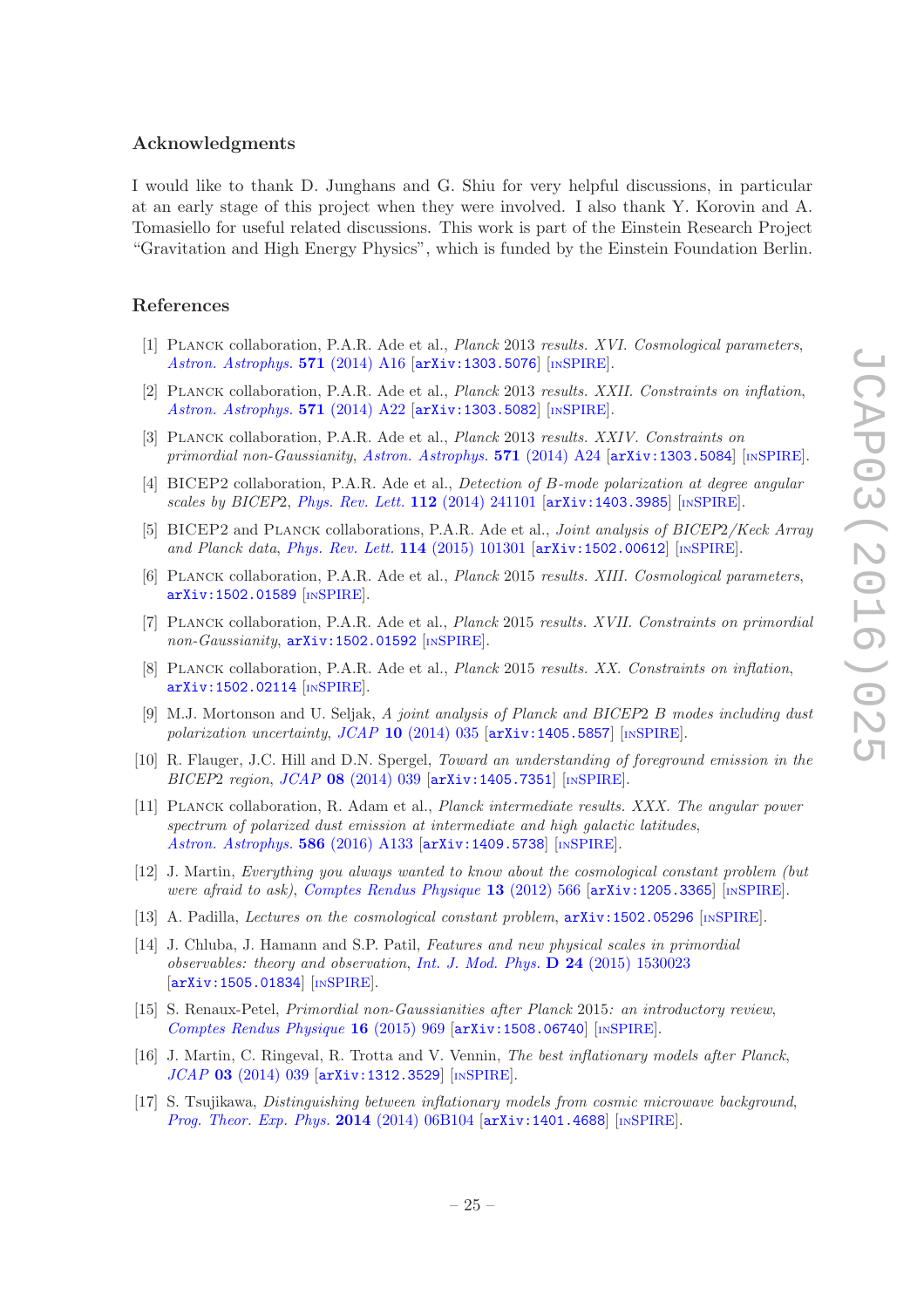## Acknowledgments

I would like to thank D. Junghans and G. Shiu for very helpful discussions, in particular at an early stage of this project when they were involved. I also thank Y. Korovin and A. Tomasiello for useful related discussions. This work is part of the Einstein Research Project "Gravitation and High Energy Physics", which is funded by the Einstein Foundation Berlin.

## References

[1] Planck collaboration, P.A.R. Ade et al., *Planck 2013 results. XVI. Cosmological parameters*, *Astron. Astrophys.* **571** (2014) A16 [arXiv:1303.5076] [INSPIRE].

[2] Planck collaboration, P.A.R. Ade et al., *Planck 2013 results. XXII. Constraints on inflation*, *Astron. Astrophys.* **571** (2014) A22 [arXiv:1303.5082] [INSPIRE].

[3] Planck collaboration, P.A.R. Ade et al., *Planck 2013 results. XXIV. Constraints on primordial non-Gaussianity*, *Astron. Astrophys.* **571** (2014) A24 [arXiv:1303.5084] [INSPIRE].

[4] BICEP2 collaboration, P.A.R. Ade et al., *Detection of B-mode polarization at degree angular scales by BICEP2*, *Phys. Rev. Lett.* **112** (2014) 241101 [arXiv:1403.3985] [INSPIRE].

[5] BICEP2 and Planck collaborations, P.A.R. Ade et al., *Joint analysis of BICEP2/Keck Array and Planck data*, *Phys. Rev. Lett.* **114** (2015) 101301 [arXiv:1502.00612] [INSPIRE].

[6] Planck collaboration, P.A.R. Ade et al., *Planck 2015 results. XIII. Cosmological parameters*, arXiv:1502.01589 [INSPIRE].

[7] Planck collaboration, P.A.R. Ade et al., *Planck 2015 results. XVII. Constraints on primordial non-Gaussianity*, arXiv:1502.01592 [INSPIRE].

[8] Planck collaboration, P.A.R. Ade et al., *Planck 2015 results. XX. Constraints on inflation*, arXiv:1502.02114 [INSPIRE].

[9] M.J. Mortonson and U. Seljak, *A joint analysis of Planck and BICEP2 B modes including dust polarization uncertainty*, *JCAP* **10** (2014) 035 [arXiv:1405.5857] [INSPIRE].

[10] R. Flauger, J.C. Hill and D.N. Spergel, *Toward an understanding of foreground emission in the BICEP2 region*, *JCAP* **08** (2014) 039 [arXiv:1405.7351] [INSPIRE].

[11] Planck collaboration, R. Adam et al., *Planck intermediate results. XXX. The angular power spectrum of polarized dust emission at intermediate and high galactic latitudes*, *Astron. Astrophys.* **586** (2016) A133 [arXiv:1409.5738] [INSPIRE].

[12] J. Martin, *Everything you always wanted to know about the cosmological constant problem (but were afraid to ask)*, *Comptes Rendus Physique* **13** (2012) 566 [arXiv:1205.3365] [INSPIRE].

[13] A. Padilla, *Lectures on the cosmological constant problem*, arXiv:1502.05296 [INSPIRE].

[14] J. Chluba, J. Hamann and S.P. Patil, *Features and new physical scales in primordial observables: theory and observation*, *Int. J. Mod. Phys.* **D 24** (2015) 1530023 [arXiv:1505.01834] [INSPIRE].

[15] S. Renaux-Petel, *Primordial non-Gaussianities after Planck 2015: an introductory review*, *Comptes Rendus Physique* **16** (2015) 969 [arXiv:1508.06740] [INSPIRE].

[16] J. Martin, C. Ringeval, R. Trotta and V. Vennin, *The best inflationary models after Planck*, *JCAP* **03** (2014) 039 [arXiv:1312.3529] [INSPIRE].

[17] S. Tsujikawa, *Distinguishing between inflationary models from cosmic microwave background*, *Prog. Theor. Exp. Phys.* **2014** (2014) 06B104 [arXiv:1401.4688] [INSPIRE].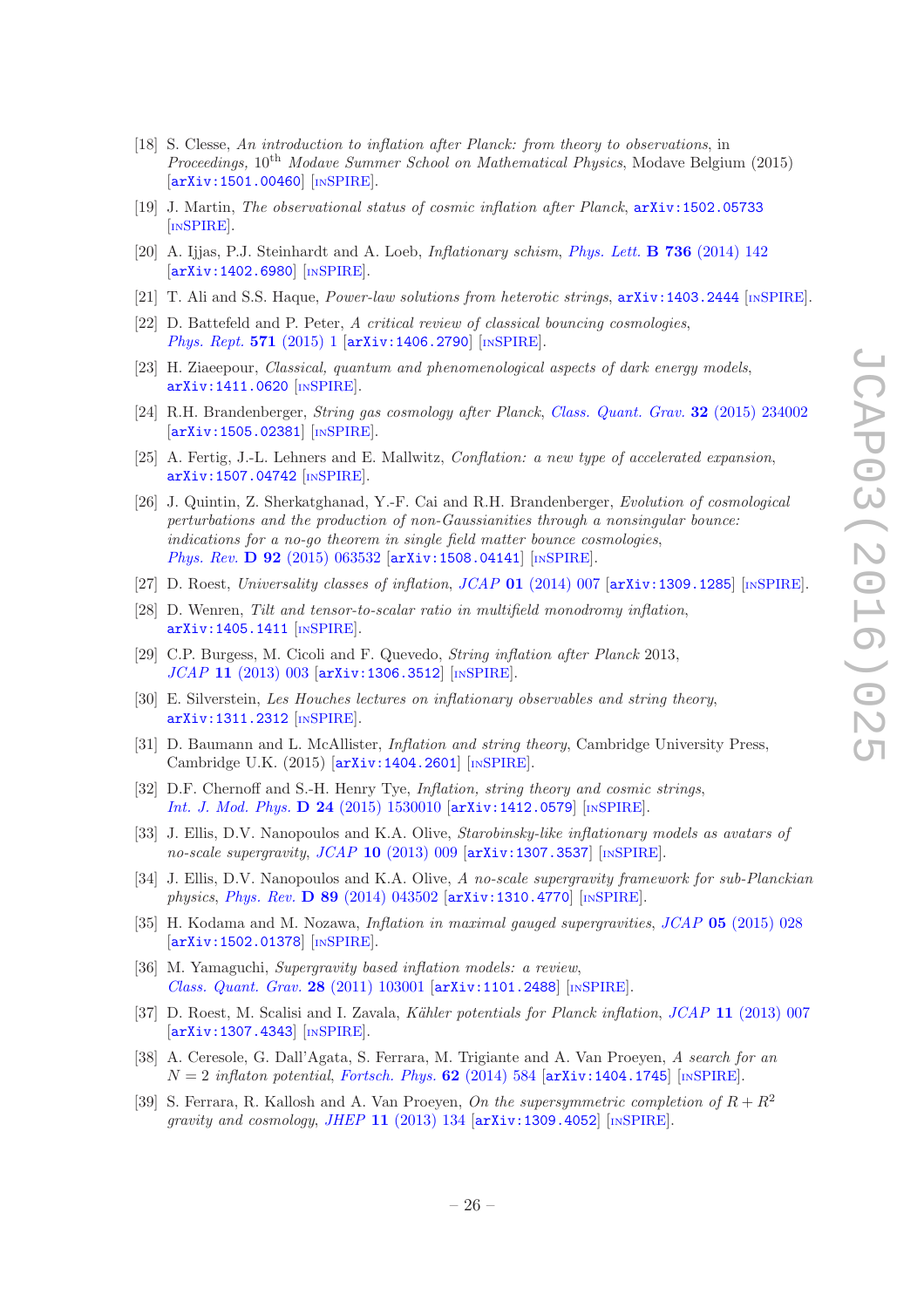- [18] S. Clesse, *An introduction to inflation after Planck: from theory to observations*, in *Proceedings*, $10^{\text{th}}$ *Modave Summer School on Mathematical Physics*, Modave Belgium (2015) [arXiv:1501.00460] [INSPIRE].
- [19] J. Martin, *The observational status of cosmic inflation after Planck*, arXiv:1502.05733 [INSPIRE].
- [20] A. Ijjas, P.J. Steinhardt and A. Loeb, *Inflationary schism*, *Phys. Lett.* **B 736** (2014) 142 [arXiv:1402.6980] [INSPIRE].
- [21] T. Ali and S.S. Haque, *Power-law solutions from heterotic strings*, arXiv:1403.2444 [INSPIRE].
- [22] D. Battefeld and P. Peter, *A critical review of classical bouncing cosmologies*, *Phys. Rept.* **571** (2015) 1 [arXiv:1406.2790] [INSPIRE].
- [23] H. Ziaeepour, *Classical, quantum and phenomenological aspects of dark energy models*, arXiv:1411.0620 [INSPIRE].
- [24] R.H. Brandenberger, *String gas cosmology after Planck*, *Class. Quant. Grav.* **32** (2015) 234002 [arXiv:1505.02381] [INSPIRE].
- [25] A. Fertig, J.-L. Lehners and E. Mallwitz, *Conflation: a new type of accelerated expansion*, arXiv:1507.04742 [INSPIRE].
- [26] J. Quintin, Z. Sherkatghanad, Y.-F. Cai and R.H. Brandenberger, *Evolution of cosmological perturbations and the production of non-Gaussianities through a nonsingular bounce: indications for a no-go theorem in single field matter bounce cosmologies*, *Phys. Rev.* **D 92** (2015) 063532 [arXiv:1508.04141] [INSPIRE].
- [27] D. Roest, *Universality classes of inflation*, *JCAP* **01** (2014) 007 [arXiv:1309.1285] [INSPIRE].
- [28] D. Wenren, *Tilt and tensor-to-scalar ratio in multifield monodromy inflation*, arXiv:1405.1411 [INSPIRE].
- [29] C.P. Burgess, M. Cicoli and F. Quevedo, *String inflation after Planck* 2013, *JCAP* **11** (2013) 003 [arXiv:1306.3512] [INSPIRE].
- [30] E. Silverstein, *Les Houches lectures on inflationary observables and string theory*, arXiv:1311.2312 [INSPIRE].
- [31] D. Baumann and L. McAllister, *Inflation and string theory*, Cambridge University Press, Cambridge U.K. (2015) [arXiv:1404.2601] [INSPIRE].
- [32] D.F. Chernoff and S.-H. Henry Tye, *Inflation, string theory and cosmic strings*, *Int. J. Mod. Phys.* **D 24** (2015) 1530010 [arXiv:1412.0579] [INSPIRE].
- [33] J. Ellis, D.V. Nanopoulos and K.A. Olive, *Starobinsky-like inflationary models as avatars of no-scale supergravity*, *JCAP* **10** (2013) 009 [arXiv:1307.3537] [INSPIRE].
- [34] J. Ellis, D.V. Nanopoulos and K.A. Olive, *A no-scale supergravity framework for sub-Planckian physics*, *Phys. Rev.* **D 89** (2014) 043502 [arXiv:1310.4770] [INSPIRE].
- [35] H. Kodama and M. Nozawa, *Inflation in maximal gauged supergravities*, *JCAP* **05** (2015) 028 [arXiv:1502.01378] [INSPIRE].
- [36] M. Yamaguchi, *Supergravity based inflation models: a review*, *Class. Quant. Grav.* **28** (2011) 103001 [arXiv:1101.2488] [INSPIRE].
- [37] D. Roest, M. Scalisi and I. Zavala, *Kähler potentials for Planck inflation*, *JCAP* **11** (2013) 007 [arXiv:1307.4343] [INSPIRE].
- [38] A. Ceresole, G. Dall'Agata, S. Ferrara, M. Trigiante and A. Van Proeyen, *A search for an $N = 2$ inflaton potential*, *Fortsch. Phys.* **62** (2014) 584 [arXiv:1404.1745] [INSPIRE].
- [39] S. Ferrara, R. Kallosh and A. Van Proeyen, *On the supersymmetric completion of $R + R^2$ gravity and cosmology*, *JHEP* **11** (2013) 134 [arXiv:1309.4052] [INSPIRE].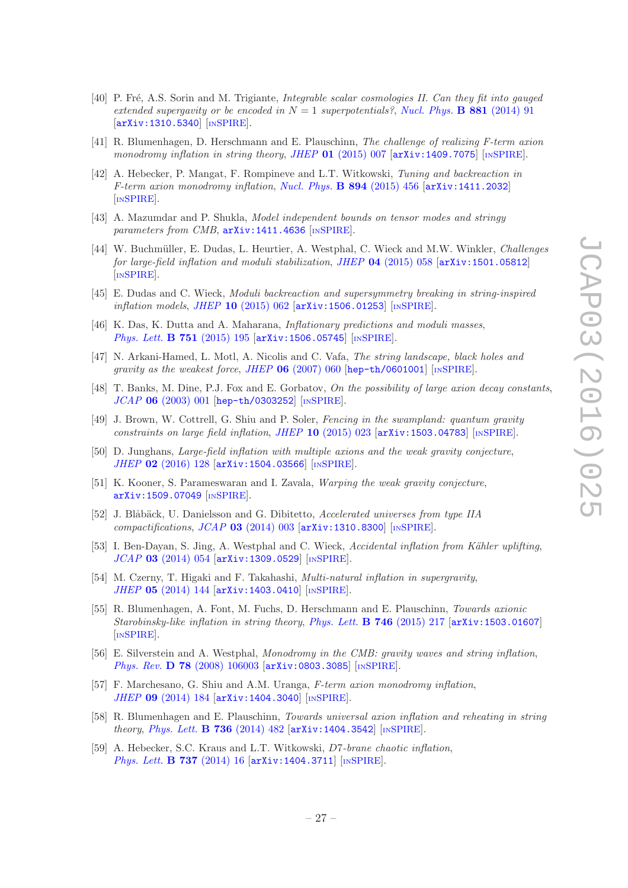[40] P. Fré, A.S. Sorin and M. Trigiante, *Integrable scalar cosmologies II. Can they fit into gauged extended supergravity or be encoded in $N = 1$ superpotentials?*, *Nucl. Phys.* **B 881** (2014) 91 [arXiv:1310.5340] [INSPIRE].

[41] R. Blumenhagen, D. Herschmann and E. Plauschinn, *The challenge of realizing F-term axion monodromy inflation in string theory*, *JHEP* **01** (2015) 007 [arXiv:1409.7075] [INSPIRE].

[42] A. Hebecker, P. Mangat, F. Rompineve and L.T. Witkowski, *Tuning and backreaction in F-term axion monodromy inflation*, *Nucl. Phys.* **B 894** (2015) 456 [arXiv:1411.2032] [INSPIRE].

[43] A. Mazumdar and P. Shukla, *Model independent bounds on tensor modes and stringy parameters from CMB*, arXiv:1411.4636 [INSPIRE].

[44] W. Buchmüller, E. Dudas, L. Heurtier, A. Westphal, C. Wieck and M.W. Winkler, *Challenges for large-field inflation and moduli stabilization*, *JHEP* **04** (2015) 058 [arXiv:1501.05812] [INSPIRE].

[45] E. Dudas and C. Wieck, *Moduli backreaction and supersymmetry breaking in string-inspired inflation models*, *JHEP* **10** (2015) 062 [arXiv:1506.01253] [INSPIRE].

[46] K. Das, K. Dutta and A. Maharana, *Inflationary predictions and moduli masses*, *Phys. Lett.* **B 751** (2015) 195 [arXiv:1506.05745] [INSPIRE].

[47] N. Arkani-Hamed, L. Motl, A. Nicolis and C. Vafa, *The string landscape, black holes and gravity as the weakest force*, *JHEP* **06** (2007) 060 [hep-th/0601001] [INSPIRE].

[48] T. Banks, M. Dine, P.J. Fox and E. Gorbatov, *On the possibility of large axion decay constants*, *JCAP* **06** (2003) 001 [hep-th/0303252] [INSPIRE].

[49] J. Brown, W. Cottrell, G. Shiu and P. Soler, *Fencing in the swampland: quantum gravity constraints on large field inflation*, *JHEP* **10** (2015) 023 [arXiv:1503.04783] [INSPIRE].

[50] D. Junghans, *Large-field inflation with multiple axions and the weak gravity conjecture*, *JHEP* **02** (2016) 128 [arXiv:1504.03566] [INSPIRE].

[51] K. Kooner, S. Parameswaran and I. Zavala, *Warping the weak gravity conjecture*, arXiv:1509.07049 [INSPIRE].

[52] J. Blåbäck, U. Danielsson and G. Dibitetto, *Accelerated universes from type IIA compactifications*, *JCAP* **03** (2014) 003 [arXiv:1310.8300] [INSPIRE].

[53] I. Ben-Dayan, S. Jing, A. Westphal and C. Wieck, *Accidental inflation from Kähler uplifting*, *JCAP* **03** (2014) 054 [arXiv:1309.0529] [INSPIRE].

[54] M. Czerny, T. Higaki and F. Takahashi, *Multi-natural inflation in supergravity*, *JHEP* **05** (2014) 144 [arXiv:1403.0410] [INSPIRE].

[55] R. Blumenhagen, A. Font, M. Fuchs, D. Herschmann and E. Plauschinn, *Towards axionic Starobinsky-like inflation in string theory*, *Phys. Lett.* **B 746** (2015) 217 [arXiv:1503.01607] [INSPIRE].

[56] E. Silverstein and A. Westphal, *Monodromy in the CMB: gravity waves and string inflation*, *Phys. Rev.* **D 78** (2008) 106003 [arXiv:0803.3085] [INSPIRE].

[57] F. Marchesano, G. Shiu and A.M. Uranga, *F-term axion monodromy inflation*, *JHEP* **09** (2014) 184 [arXiv:1404.3040] [INSPIRE].

[58] R. Blumenhagen and E. Plauschinn, *Towards universal axion inflation and reheating in string theory*, *Phys. Lett.* **B 736** (2014) 482 [arXiv:1404.3542] [INSPIRE].

[59] A. Hebecker, S.C. Kraus and L.T. Witkowski, *D7-brane chaotic inflation*, *Phys. Lett.* **B 737** (2014) 16 [arXiv:1404.3711] [INSPIRE].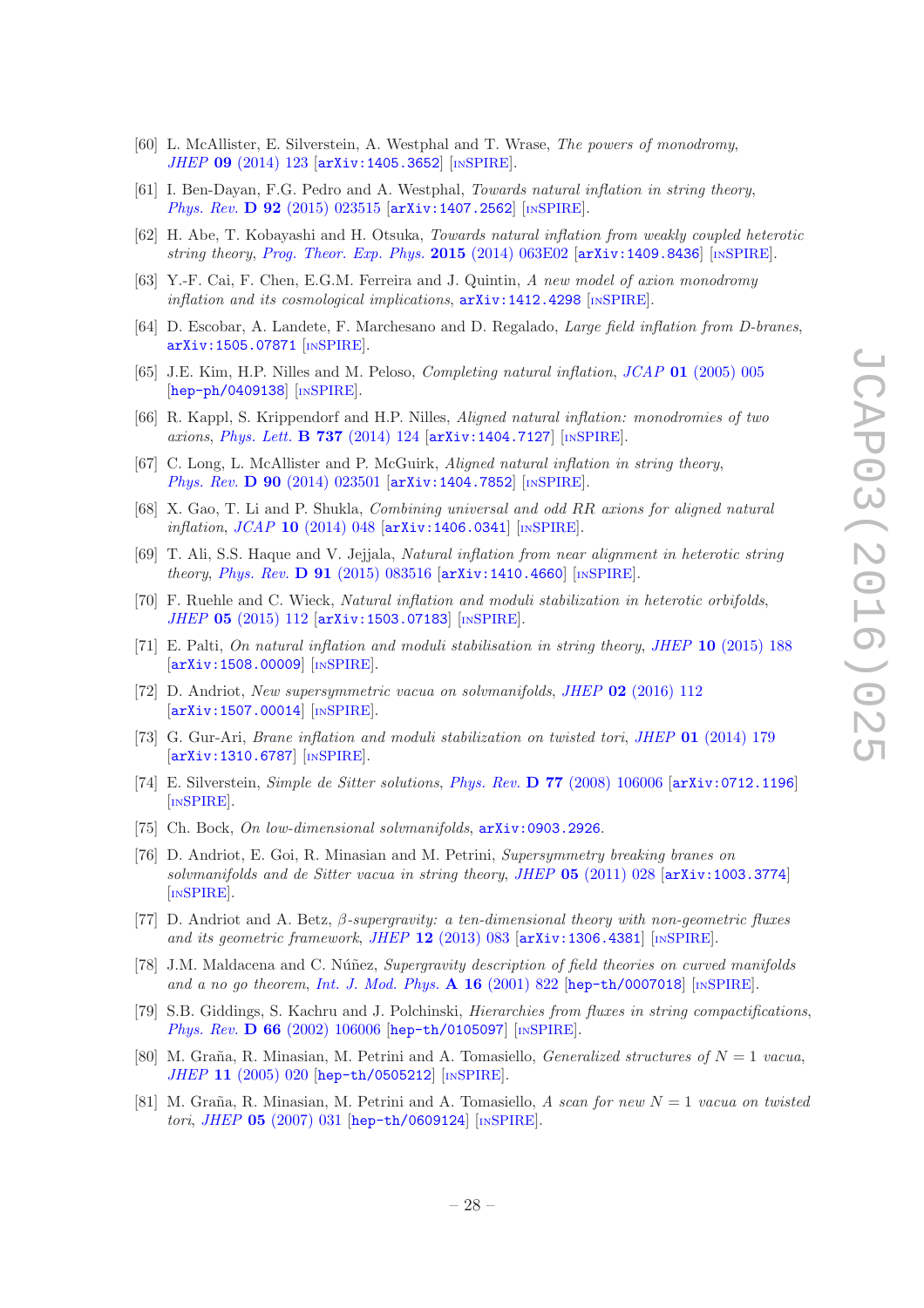[60] L. McAllister, E. Silverstein, A. Westphal and T. Wrase, *The powers of monodromy*, *JHEP* **09** (2014) 123 [arXiv:1405.3652] [INSPIRE].

[61] I. Ben-Dayan, F.G. Pedro and A. Westphal, *Towards natural inflation in string theory*, *Phys. Rev.* **D 92** (2015) 023515 [arXiv:1407.2562] [INSPIRE].

[62] H. Abe, T. Kobayashi and H. Otsuka, *Towards natural inflation from weakly coupled heterotic string theory*, *Prog. Theor. Exp. Phys.* **2015** (2014) 063E02 [arXiv:1409.8436] [INSPIRE].

[63] Y.-F. Cai, F. Chen, E.G.M. Ferreira and J. Quintin, *A new model of axion monodromy inflation and its cosmological implications*, arXiv:1412.4298 [INSPIRE].

[64] D. Escobar, A. Landete, F. Marchesano and D. Regalado, *Large field inflation from D-branes*, arXiv:1505.07871 [INSPIRE].

[65] J.E. Kim, H.P. Nilles and M. Peloso, *Completing natural inflation*, *JCAP* **01** (2005) 005 [hep-ph/0409138] [INSPIRE].

[66] R. Kappl, S. Krippendorf and H.P. Nilles, *Aligned natural inflation: monodromies of two axions*, *Phys. Lett.* **B 737** (2014) 124 [arXiv:1404.7127] [INSPIRE].

[67] C. Long, L. McAllister and P. McGuirk, *Aligned natural inflation in string theory*, *Phys. Rev.* **D 90** (2014) 023501 [arXiv:1404.7852] [INSPIRE].

[68] X. Gao, T. Li and P. Shukla, *Combining universal and odd RR axions for aligned natural inflation*, *JCAP* **10** (2014) 048 [arXiv:1406.0341] [INSPIRE].

[69] T. Ali, S.S. Haque and V. Jejjala, *Natural inflation from near alignment in heterotic string theory*, *Phys. Rev.* **D 91** (2015) 083516 [arXiv:1410.4660] [INSPIRE].

[70] F. Ruehle and C. Wieck, *Natural inflation and moduli stabilization in heterotic orbifolds*, *JHEP* **05** (2015) 112 [arXiv:1503.07183] [INSPIRE].

[71] E. Palti, *On natural inflation and moduli stabilisation in string theory*, *JHEP* **10** (2015) 188 [arXiv:1508.00009] [INSPIRE].

[72] D. Andriot, *New supersymmetric vacua on solvmanifolds*, *JHEP* **02** (2016) 112 [arXiv:1507.00014] [INSPIRE].

[73] G. Gur-Ari, *Brane inflation and moduli stabilization on twisted tori*, *JHEP* **01** (2014) 179 [arXiv:1310.6787] [INSPIRE].

[74] E. Silverstein, *Simple de Sitter solutions*, *Phys. Rev.* **D 77** (2008) 106006 [arXiv:0712.1196] [INSPIRE].

[75] Ch. Bock, *On low-dimensional solvmanifolds*, arXiv:0903.2926.

[76] D. Andriot, E. Goi, R. Minasian and M. Petrini, *Supersymmetry breaking branes on solvmanifolds and de Sitter vacua in string theory*, *JHEP* **05** (2011) 028 [arXiv:1003.3774] [INSPIRE].

[77] D. Andriot and A. Betz, *β-supergravity: a ten-dimensional theory with non-geometric fluxes and its geometric framework*, *JHEP* **12** (2013) 083 [arXiv:1306.4381] [INSPIRE].

[78] J.M. Maldacena and C. Núñez, *Supergravity description of field theories on curved manifolds and a no go theorem*, *Int. J. Mod. Phys.* **A 16** (2001) 822 [hep-th/0007018] [INSPIRE].

[79] S.B. Giddings, S. Kachru and J. Polchinski, *Hierarchies from fluxes in string compactifications*, *Phys. Rev.* **D 66** (2002) 106006 [hep-th/0105097] [INSPIRE].

[80] M. Graña, R. Minasian, M. Petrini and A. Tomasiello, *Generalized structures of $N = 1$ vacua*, *JHEP* **11** (2005) 020 [hep-th/0505212] [INSPIRE].

[81] M. Graña, R. Minasian, M. Petrini and A. Tomasiello, *A scan for new $N = 1$ vacua on twisted tori*, *JHEP* **05** (2007) 031 [hep-th/0609124] [INSPIRE].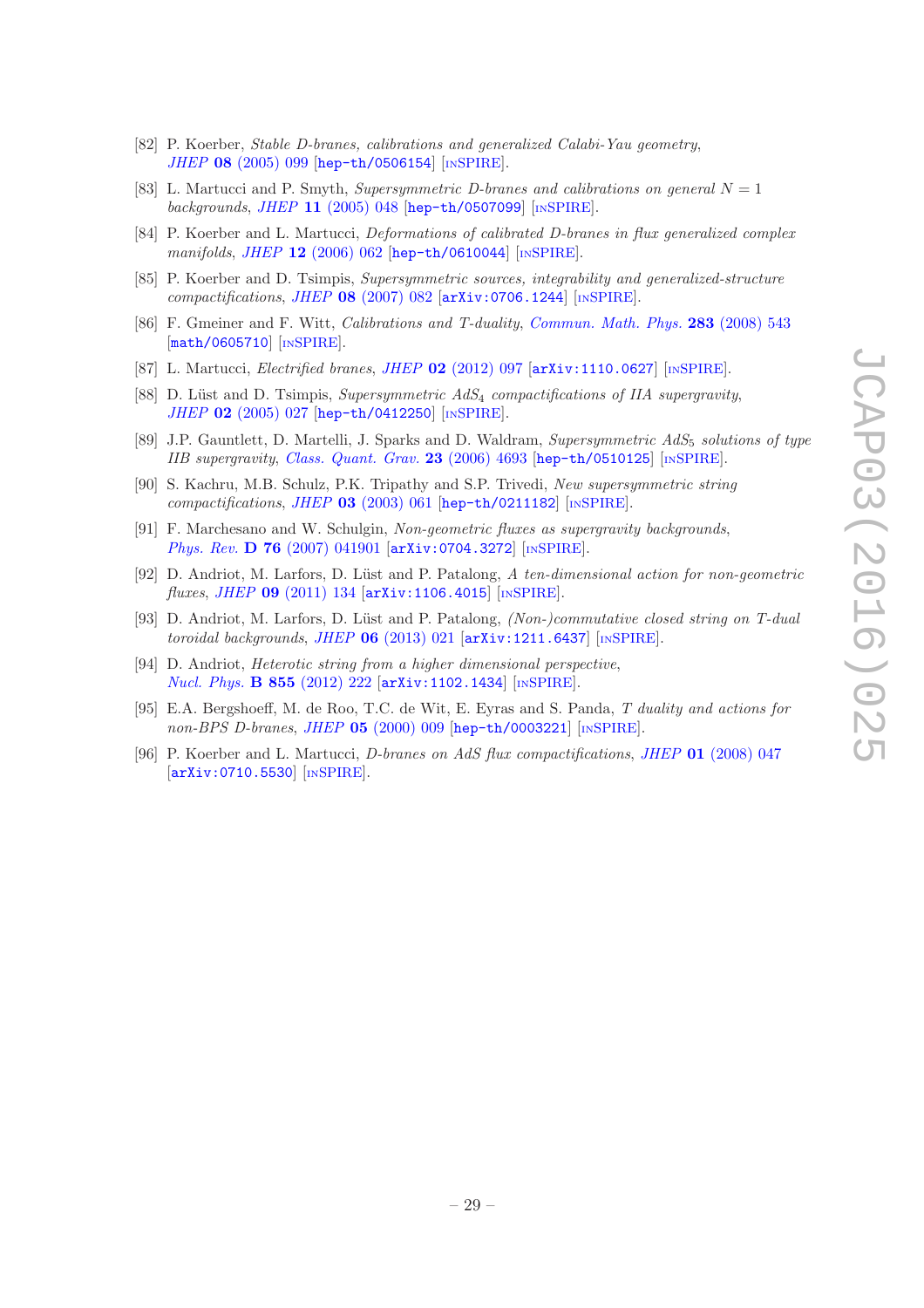[82] P. Koerber, *Stable D-branes, calibrations and generalized Calabi-Yau geometry*, *JHEP* **08** (2005) 099 [hep-th/0506154] [INSPIRE].

[83] L. Martucci and P. Smyth, *Supersymmetric D-branes and calibrations on general $N = 1$ backgrounds*, *JHEP* **11** (2005) 048 [hep-th/0507099] [INSPIRE].

[84] P. Koerber and L. Martucci, *Deformations of calibrated D-branes in flux generalized complex manifolds*, *JHEP* **12** (2006) 062 [hep-th/0610044] [INSPIRE].

[85] P. Koerber and D. Tsimpis, *Supersymmetric sources, integrability and generalized-structure compactifications*, *JHEP* **08** (2007) 082 [arXiv:0706.1244] [INSPIRE].

[86] F. Gmeiner and F. Witt, *Calibrations and T-duality*, *Commun. Math. Phys.* **283** (2008) 543 [math/0605710] [INSPIRE].

[87] L. Martucci, *Electrified branes*, *JHEP* **02** (2012) 097 [arXiv:1110.0627] [INSPIRE].

[88] D. Lüst and D. Tsimpis, *Supersymmetric $AdS_4$ compactifications of IIA supergravity*, *JHEP* **02** (2005) 027 [hep-th/0412250] [INSPIRE].

[89] J.P. Gauntlett, D. Martelli, J. Sparks and D. Waldram, *Supersymmetric $AdS_5$ solutions of type IIB supergravity*, *Class. Quant. Grav.* **23** (2006) 4693 [hep-th/0510125] [INSPIRE].

[90] S. Kachru, M.B. Schulz, P.K. Tripathy and S.P. Trivedi, *New supersymmetric string compactifications*, *JHEP* **03** (2003) 061 [hep-th/0211182] [INSPIRE].

[91] F. Marchesano and W. Schulgin, *Non-geometric fluxes as supergravity backgrounds*, *Phys. Rev.* **D 76** (2007) 041901 [arXiv:0704.3272] [INSPIRE].

[92] D. Andriot, M. Larfors, D. Lüst and P. Patalong, *A ten-dimensional action for non-geometric fluxes*, *JHEP* **09** (2011) 134 [arXiv:1106.4015] [INSPIRE].

[93] D. Andriot, M. Larfors, D. Lüst and P. Patalong, *(Non-)commutative closed string on T-dual toroidal backgrounds*, *JHEP* **06** (2013) 021 [arXiv:1211.6437] [INSPIRE].

[94] D. Andriot, *Heterotic string from a higher dimensional perspective*, *Nucl. Phys.* **B 855** (2012) 222 [arXiv:1102.1434] [INSPIRE].

[95] E.A. Bergshoeff, M. de Roo, T.C. de Wit, E. Eyras and S. Panda, *T duality and actions for non-BPS D-branes*, *JHEP* **05** (2000) 009 [hep-th/0003221] [INSPIRE].

[96] P. Koerber and L. Martucci, *D-branes on AdS flux compactifications*, *JHEP* **01** (2008) 047 [arXiv:0710.5530] [INSPIRE].